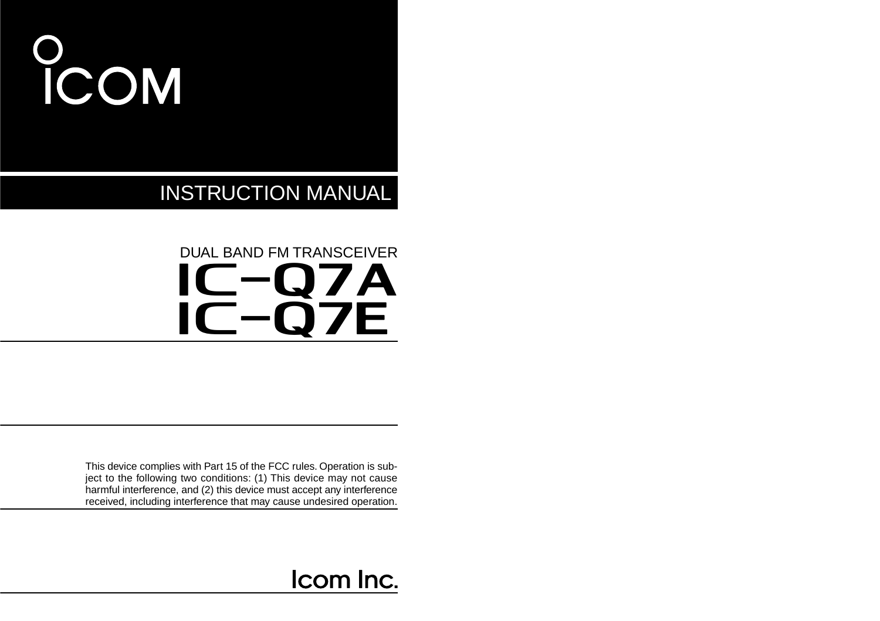ICOM

# INSTRUCTION MANUAL

DUAL BAND FM TRANSCEIVER

# IC-Q7A
# IC-Q7E

This device complies with Part 15 of the FCC rules. Operation is subject to the following two conditions: (1) This device may not cause harmful interference, and (2) this device must accept any interference received, including interference that may cause undesired operation.

Icom Inc.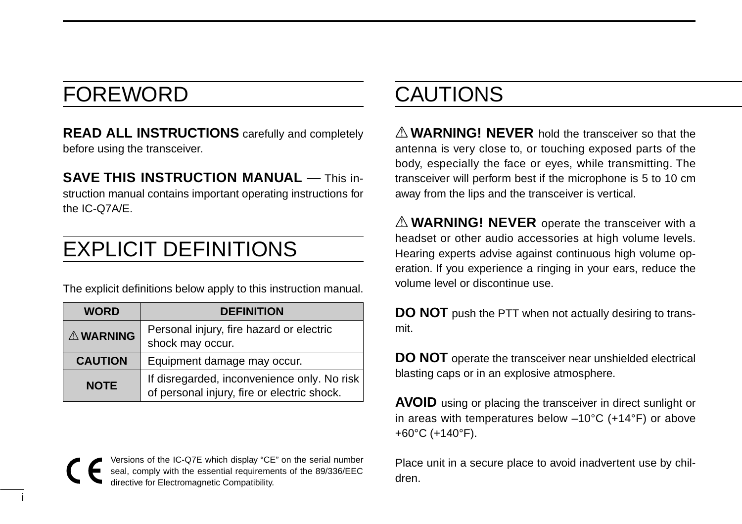# FOREWORD

**READ ALL INSTRUCTIONS** carefully and completely before using the transceiver.

**SAVE THIS INSTRUCTION MANUAL** — This instruction manual contains important operating instructions for the IC-Q7A/E.

# EXPLICIT DEFINITIONS

The explicit definitions below apply to this instruction manual.

| WORD | DEFINITION |
|---|---|
| ⚠ WARNING | Personal injury, fire hazard or electric shock may occur. |
| CAUTION | Equipment damage may occur. |
| NOTE | If disregarded, inconvenience only. No risk of personal injury, fire or electric shock. |

CE Versions of the IC-Q7E which display “CE” on the serial number seal, comply with the essential requirements of the 89/336/EEC directive for Electromagnetic Compatibility.

# CAUTIONS

⚠ **WARNING! NEVER** hold the transceiver so that the antenna is very close to, or touching exposed parts of the body, especially the face or eyes, while transmitting. The transceiver will perform best if the microphone is 5 to 10 cm away from the lips and the transceiver is vertical.

⚠ **WARNING! NEVER** operate the transceiver with a headset or other audio accessories at high volume levels. Hearing experts advise against continuous high volume operation. If you experience a ringing in your ears, reduce the volume level or discontinue use.

**DO NOT** push the PTT when not actually desiring to transmit.

**DO NOT** operate the transceiver near unshielded electrical blasting caps or in an explosive atmosphere.

**AVOID** using or placing the transceiver in direct sunlight or in areas with temperatures below –10°C (+14°F) or above +60°C (+140°F).

Place unit in a secure place to avoid inadvertent use by children.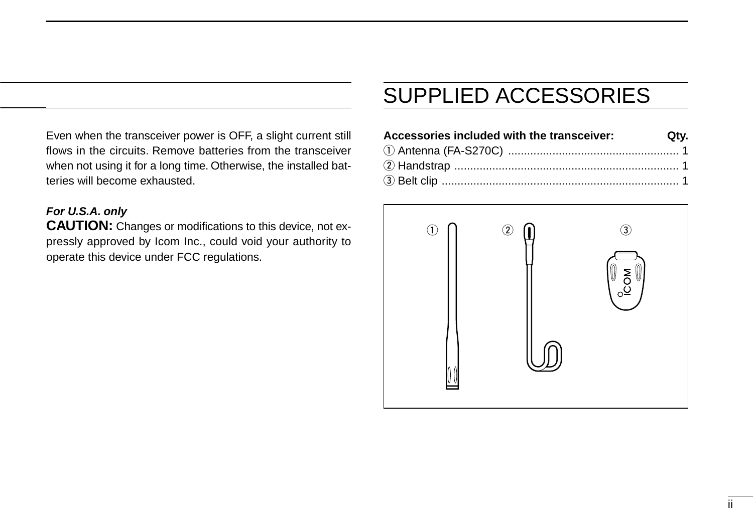Even when the transceiver power is OFF, a slight current still flows in the circuits. Remove batteries from the transceiver when not using it for a long time. Otherwise, the installed batteries will become exhausted.

***For U.S.A. only***

**CAUTION:** Changes or modifications to this device, not expressly approved by Icom Inc., could void your authority to operate this device under FCC regulations.

# SUPPLIED ACCESSORIES

| **Accessories included with the transceiver:** | **Qty.** |
|---|---|
| ① Antenna (FA-S270C) | 1 |
| ② Handstrap | 1 |
| ③ Belt clip | 1 |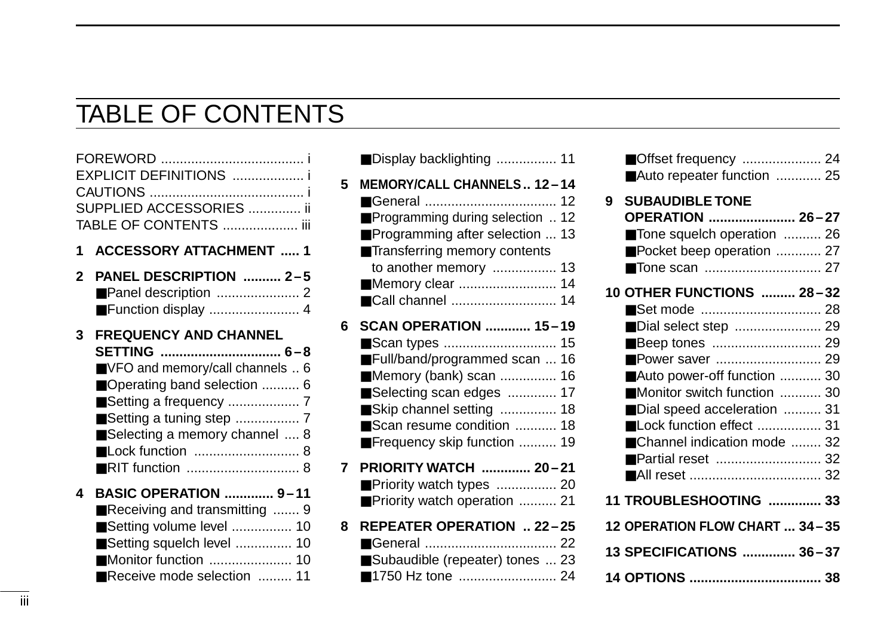# TABLE OF CONTENTS

FOREWORD ..................................... i
EXPLICIT DEFINITIONS .................. i
CAUTIONS ........................................ i
SUPPLIED ACCESSORIES .............. ii
TABLE OF CONTENTS .................... iii

**1 ACCESSORY ATTACHMENT ..... 1**

**2 PANEL DESCRIPTION .......... 2 – 5**
- ■Panel description ...................... 2
- ■Function display ........................ 4

**3 FREQUENCY AND CHANNEL SETTING ................................ 6 – 8**
- ■VFO and memory/call channels .. 6
- ■Operating band selection .......... 6
- ■Setting a frequency ................... 7
- ■Setting a tuning step ................. 7
- ■Selecting a memory channel .... 8
- ■Lock function ............................ 8
- ■RIT function .............................. 8

**4 BASIC OPERATION ............. 9 – 11**
- ■Receiving and transmitting ....... 9
- ■Setting volume level ................ 10
- ■Setting squelch level ............... 10
- ■Monitor function ...................... 10
- ■Receive mode selection ......... 11
- ■Display backlighting ................ 11

**5 MEMORY/CALL CHANNELS .. 12 – 14**
- ■General ................................... 12
- ■Programming during selection .. 12
- ■Programming after selection ... 13
- ■Transferring memory contents to another memory ................. 13
- ■Memory clear .......................... 14
- ■Call channel ............................ 14

**6 SCAN OPERATION ............ 15 – 19**
- ■Scan types ............................. 15
- ■Full/band/programmed scan ... 16
- ■Memory (bank) scan ............... 16
- ■Selecting scan edges ............. 17
- ■Skip channel setting ............... 18
- ■Scan resume condition ........... 18
- ■Frequency skip function .......... 19

**7 PRIORITY WATCH ............. 20 – 21**
- ■Priority watch types ................ 20
- ■Priority watch operation .......... 21

**8 REPEATER OPERATION .. 22 – 25**
- ■General ................................... 22
- ■Subaudible (repeater) tones ... 23
- ■1750 Hz tone .......................... 24
- ■Offset frequency ..................... 24
- ■Auto repeater function ............ 25

**9 SUBAUDIBLE TONE OPERATION ....................... 26 – 27**
- ■Tone squelch operation .......... 26
- ■Pocket beep operation ............ 27
- ■Tone scan ............................... 27

**10 OTHER FUNCTIONS ......... 28 – 32**
- ■Set mode ................................ 28
- ■Dial select step ....................... 29
- ■Beep tones ............................. 29
- ■Power saver ............................ 29
- ■Auto power-off function ........... 30
- ■Monitor switch function ........... 30
- ■Dial speed acceleration .......... 31
- ■Lock function effect ................. 31
- ■Channel indication mode ........ 32
- ■Partial reset ............................ 32
- ■All reset ................................... 32

**11 TROUBLESHOOTING .............. 33**

**12 OPERATION FLOW CHART ... 34 – 35**

**13 SPECIFICATIONS .............. 36 – 37**

**14 OPTIONS .................................. 38**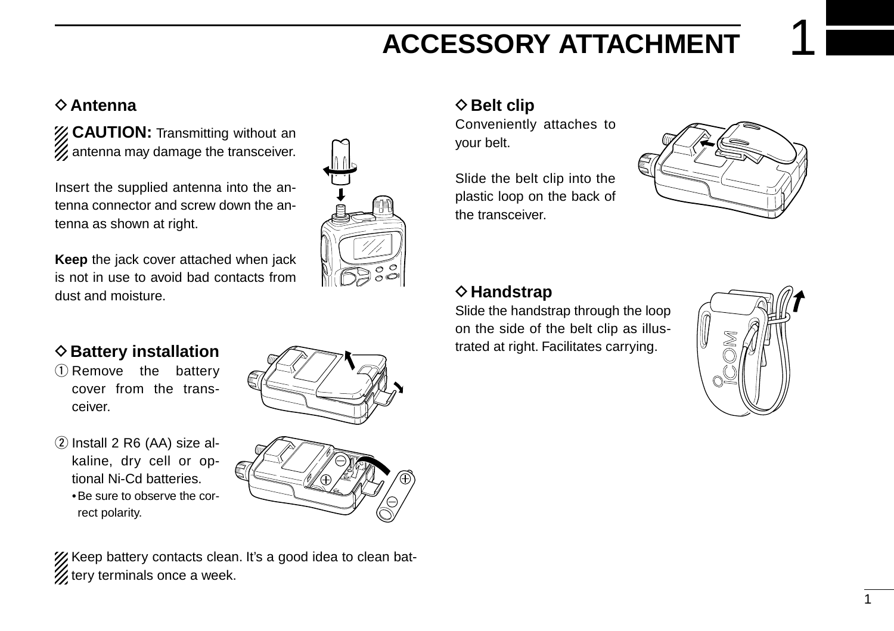# ACCESSORY ATTACHMENT

## ◇ Antenna

**CAUTION:** Transmitting without an antenna may damage the transceiver.

Insert the supplied antenna into the antenna connector and screw down the antenna as shown at right.

**Keep** the jack cover attached when jack is not in use to avoid bad contacts from dust and moisture.

## ◇ Battery installation

① Remove the battery cover from the transceiver.

② Install 2 R6 (AA) size alkaline, dry cell or optional Ni-Cd batteries.
- Be sure to observe the correct polarity.

Keep battery contacts clean. It's a good idea to clean battery terminals once a week.

## ◇ Belt clip

Conveniently attaches to your belt.

Slide the belt clip into the plastic loop on the back of the transceiver.

## ◇ Handstrap

Slide the handstrap through the loop on the side of the belt clip as illustrated at right. Facilitates carrying.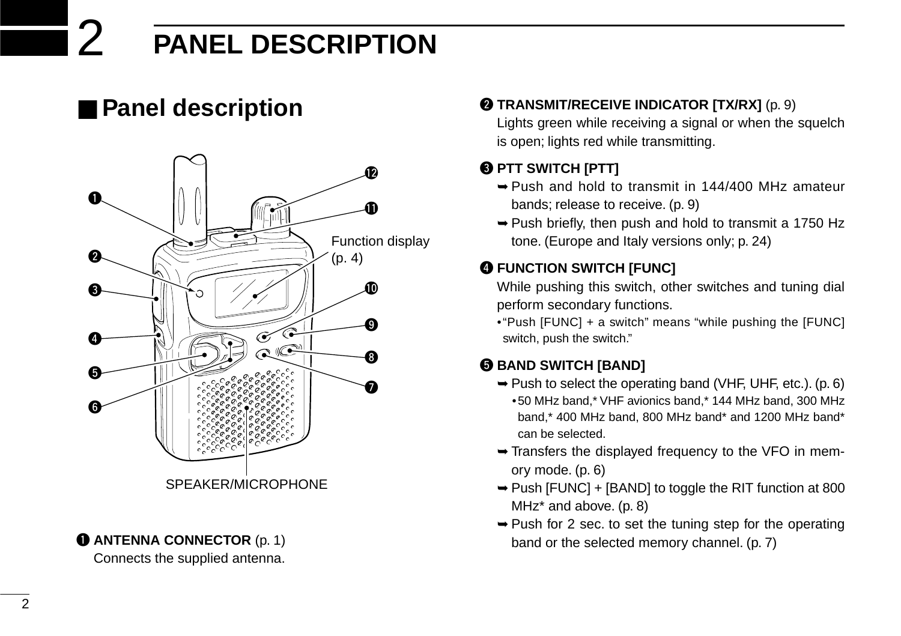# 2 PANEL DESCRIPTION

## ■ Panel description

Function display (p. 4)

SPEAKER/MICROPHONE

❶ **ANTENNA CONNECTOR** (p. 1)
Connects the supplied antenna.

❷ **TRANSMIT/RECEIVE INDICATOR [TX/RX]** (p. 9)
Lights green while receiving a signal or when the squelch is open; lights red while transmitting.

❸ **PTT SWITCH [PTT]**
➥ Push and hold to transmit in 144/400 MHz amateur bands; release to receive. (p. 9)
➥ Push briefly, then push and hold to transmit a 1750 Hz tone. (Europe and Italy versions only; p. 24)

❹ **FUNCTION SWITCH [FUNC]**
While pushing this switch, other switches and tuning dial perform secondary functions.
• "Push [FUNC] + a switch" means "while pushing the [FUNC] switch, push the switch."

❺ **BAND SWITCH [BAND]**
➥ Push to select the operating band (VHF, UHF, etc.). (p. 6)
  • 50 MHz band,* VHF avionics band,* 144 MHz band, 300 MHz band,* 400 MHz band, 800 MHz band* and 1200 MHz band* can be selected.
➥ Transfers the displayed frequency to the VFO in memory mode. (p. 6)
➥ Push [FUNC] + [BAND] to toggle the RIT function at 800 MHz* and above. (p. 8)
➥ Push for 2 sec. to set the tuning step for the operating band or the selected memory channel. (p. 7)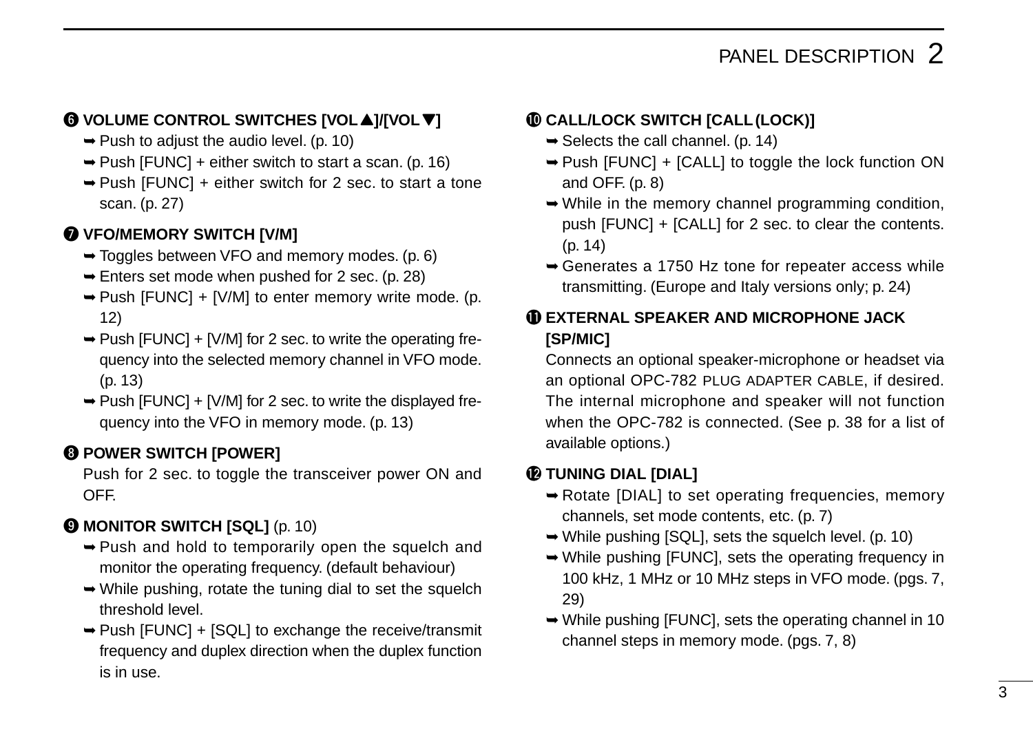**❻ VOLUME CONTROL SWITCHES [VOL▲]/[VOL▼]**

- ➥ Push to adjust the audio level. (p. 10)
- ➥ Push [FUNC] + either switch to start a scan. (p. 16)
- ➥ Push [FUNC] + either switch for 2 sec. to start a tone scan. (p. 27)

**❼ VFO/MEMORY SWITCH [V/M]**

- ➥ Toggles between VFO and memory modes. (p. 6)
- ➥ Enters set mode when pushed for 2 sec. (p. 28)
- ➥ Push [FUNC] + [V/M] to enter memory write mode. (p. 12)
- ➥ Push [FUNC] + [V/M] for 2 sec. to write the operating frequency into the selected memory channel in VFO mode. (p. 13)
- ➥ Push [FUNC] + [V/M] for 2 sec. to write the displayed frequency into the VFO in memory mode. (p. 13)

**❽ POWER SWITCH [POWER]**

Push for 2 sec. to toggle the transceiver power ON and OFF.

**❾ MONITOR SWITCH [SQL]** (p. 10)

- ➥ Push and hold to temporarily open the squelch and monitor the operating frequency. (default behaviour)
- ➥ While pushing, rotate the tuning dial to set the squelch threshold level.
- ➥ Push [FUNC] + [SQL] to exchange the receive/transmit frequency and duplex direction when the duplex function is in use.

**❿ CALL/LOCK SWITCH [CALL (LOCK)]**

- ➥ Selects the call channel. (p. 14)
- ➥ Push [FUNC] + [CALL] to toggle the lock function ON and OFF. (p. 8)
- ➥ While in the memory channel programming condition, push [FUNC] + [CALL] for 2 sec. to clear the contents. (p. 14)
- ➥ Generates a 1750 Hz tone for repeater access while transmitting. (Europe and Italy versions only; p. 24)

**⓫ EXTERNAL SPEAKER AND MICROPHONE JACK [SP/MIC]**

Connects an optional speaker-microphone or headset via an optional OPC-782 PLUG ADAPTER CABLE, if desired. The internal microphone and speaker will not function when the OPC-782 is connected. (See p. 38 for a list of available options.)

**⓬ TUNING DIAL [DIAL]**

- ➥ Rotate [DIAL] to set operating frequencies, memory channels, set mode contents, etc. (p. 7)
- ➥ While pushing [SQL], sets the squelch level. (p. 10)
- ➥ While pushing [FUNC], sets the operating frequency in 100 kHz, 1 MHz or 10 MHz steps in VFO mode. (pgs. 7, 29)
- ➥ While pushing [FUNC], sets the operating channel in 10 channel steps in memory mode. (pgs. 7, 8)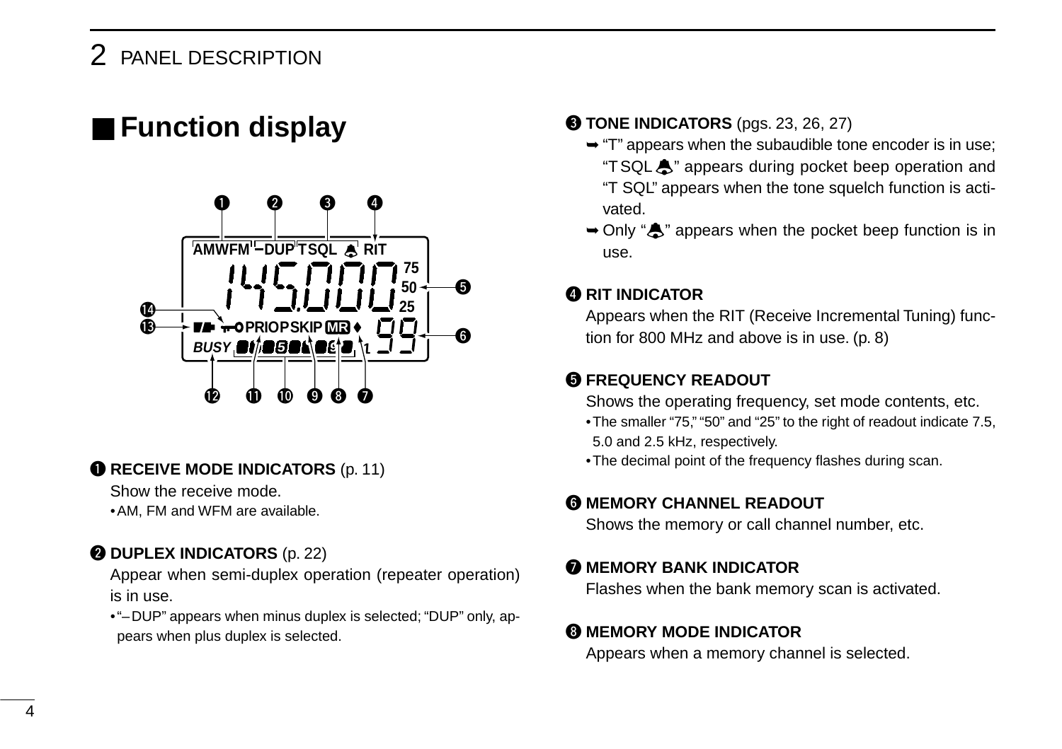## ■ Function display

❶ **RECEIVE MODE INDICATORS** (p. 11)

Show the receive mode.

• AM, FM and WFM are available.

❷ **DUPLEX INDICATORS** (p. 22)

Appear when semi-duplex operation (repeater operation) is in use.

• "– DUP" appears when minus duplex is selected; "DUP" only, appears when plus duplex is selected.

❸ **TONE INDICATORS** (pgs. 23, 26, 27)

➥ "T" appears when the subaudible tone encoder is in use; "T SQL 🔔" appears during pocket beep operation and "T SQL" appears when the tone squelch function is activated.

➥ Only "🔔" appears when the pocket beep function is in use.

❹ **RIT INDICATOR**

Appears when the RIT (Receive Incremental Tuning) function for 800 MHz and above is in use. (p. 8)

❺ **FREQUENCY READOUT**

Shows the operating frequency, set mode contents, etc.

• The smaller "75," "50" and "25" to the right of readout indicate 7.5, 5.0 and 2.5 kHz, respectively.
• The decimal point of the frequency flashes during scan.

❻ **MEMORY CHANNEL READOUT**

Shows the memory or call channel number, etc.

❼ **MEMORY BANK INDICATOR**

Flashes when the bank memory scan is activated.

❽ **MEMORY MODE INDICATOR**

Appears when a memory channel is selected.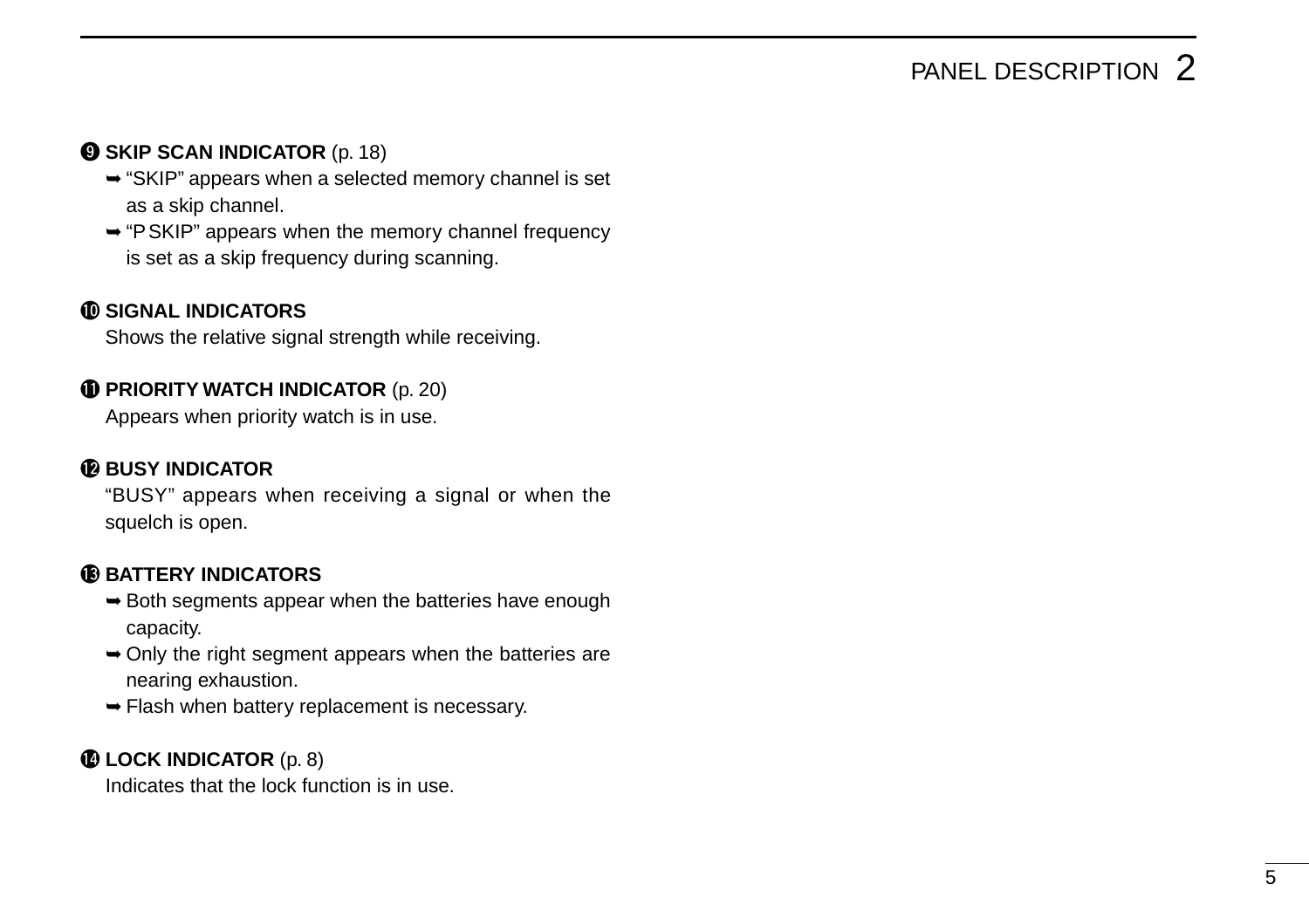❾ **SKIP SCAN INDICATOR** (p. 18)

- ➥ "SKIP" appears when a selected memory channel is set as a skip channel.
- ➥ "P SKIP" appears when the memory channel frequency is set as a skip frequency during scanning.

❿ **SIGNAL INDICATORS**

Shows the relative signal strength while receiving.

⓫ **PRIORITY WATCH INDICATOR** (p. 20)

Appears when priority watch is in use.

⓬ **BUSY INDICATOR**

"BUSY" appears when receiving a signal or when the squelch is open.

⓭ **BATTERY INDICATORS**

- ➥ Both segments appear when the batteries have enough capacity.
- ➥ Only the right segment appears when the batteries are nearing exhaustion.
- ➥ Flash when battery replacement is necessary.

⓮ **LOCK INDICATOR** (p. 8)

Indicates that the lock function is in use.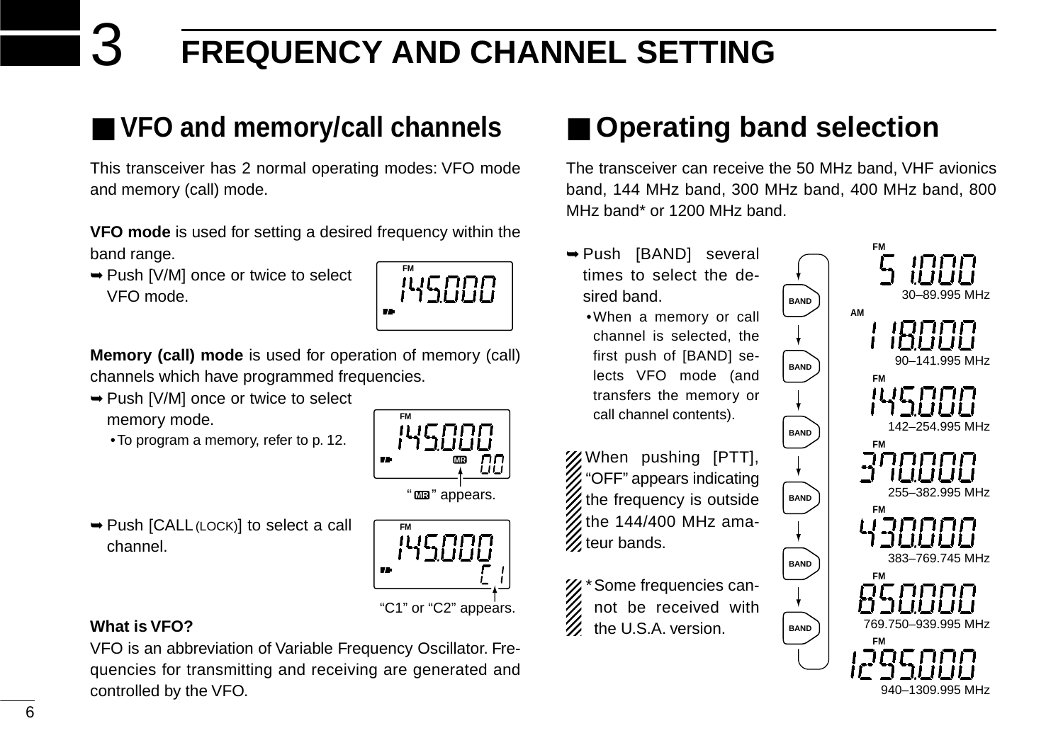# 3 FREQUENCY AND CHANNEL SETTING

## ■ VFO and memory/call channels

This transceiver has 2 normal operating modes: VFO mode and memory (call) mode.

**VFO mode** is used for setting a desired frequency within the band range.

➥ Push [V/M] once or twice to select VFO mode.

**Memory (call) mode** is used for operation of memory (call) channels which have programmed frequencies.

➥ Push [V/M] once or twice to select memory mode.
- To program a memory, refer to p. 12.

"MR" appears.

➥ Push [CALL(LOCK)] to select a call channel.

"C1" or "C2" appears.

**What is VFO?**

VFO is an abbreviation of Variable Frequency Oscillator. Frequencies for transmitting and receiving are generated and controlled by the VFO.

## ■ Operating band selection

The transceiver can receive the 50 MHz band, VHF avionics band, 144 MHz band, 300 MHz band, 400 MHz band, 800 MHz band* or 1200 MHz band.

➥ Push [BAND] several times to select the desired band.
- When a memory or call channel is selected, the first push of [BAND] selects VFO mode (and transfers the memory or call channel contents).

When pushing [PTT], "OFF" appears indicating the frequency is outside the 144/400 MHz amateur bands.

* Some frequencies cannot be received with the U.S.A. version.

- FM 30–89.995 MHz
- AM 90–141.995 MHz
- FM 142–254.995 MHz
- FM 255–382.995 MHz
- FM 383–769.745 MHz
- FM 769.750–939.995 MHz
- FM 940–1309.995 MHz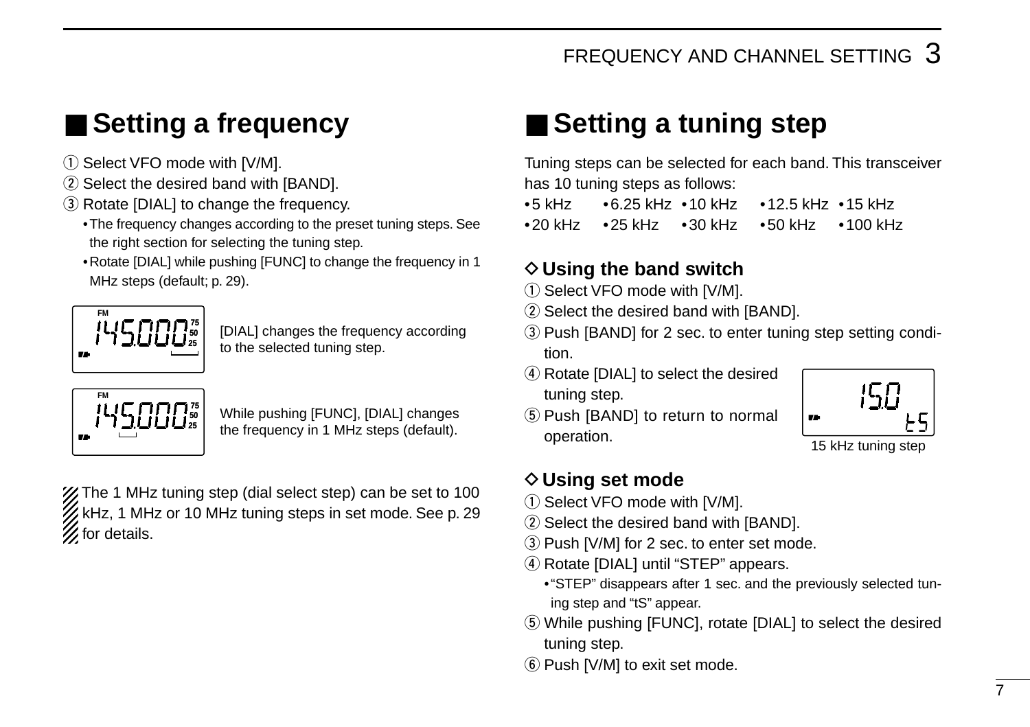## ■ Setting a frequency

① Select VFO mode with [V/M].
② Select the desired band with [BAND].
③ Rotate [DIAL] to change the frequency.
- The frequency changes according to the preset tuning steps. See the right section for selecting the tuning step.
- Rotate [DIAL] while pushing [FUNC] to change the frequency in 1 MHz steps (default; p. 29).

[DIAL] changes the frequency according to the selected tuning step.

While pushing [FUNC], [DIAL] changes the frequency in 1 MHz steps (default).

The 1 MHz tuning step (dial select step) can be set to 100 kHz, 1 MHz or 10 MHz tuning steps in set mode. See p. 29 for details.

## ■ Setting a tuning step

Tuning steps can be selected for each band. This transceiver has 10 tuning steps as follows:

- 5 kHz
- 6.25 kHz
- 10 kHz
- 12.5 kHz
- 15 kHz
- 20 kHz
- 25 kHz
- 30 kHz
- 50 kHz
- 100 kHz

### ◇ Using the band switch

① Select VFO mode with [V/M].
② Select the desired band with [BAND].
③ Push [BAND] for 2 sec. to enter tuning step setting condition.
④ Rotate [DIAL] to select the desired tuning step.
⑤ Push [BAND] to return to normal operation.

15 kHz tuning step

### ◇ Using set mode

① Select VFO mode with [V/M].
② Select the desired band with [BAND].
③ Push [V/M] for 2 sec. to enter set mode.
④ Rotate [DIAL] until "STEP" appears.
- "STEP" disappears after 1 sec. and the previously selected tuning step and "tS" appear.

⑤ While pushing [FUNC], rotate [DIAL] to select the desired tuning step.
⑥ Push [V/M] to exit set mode.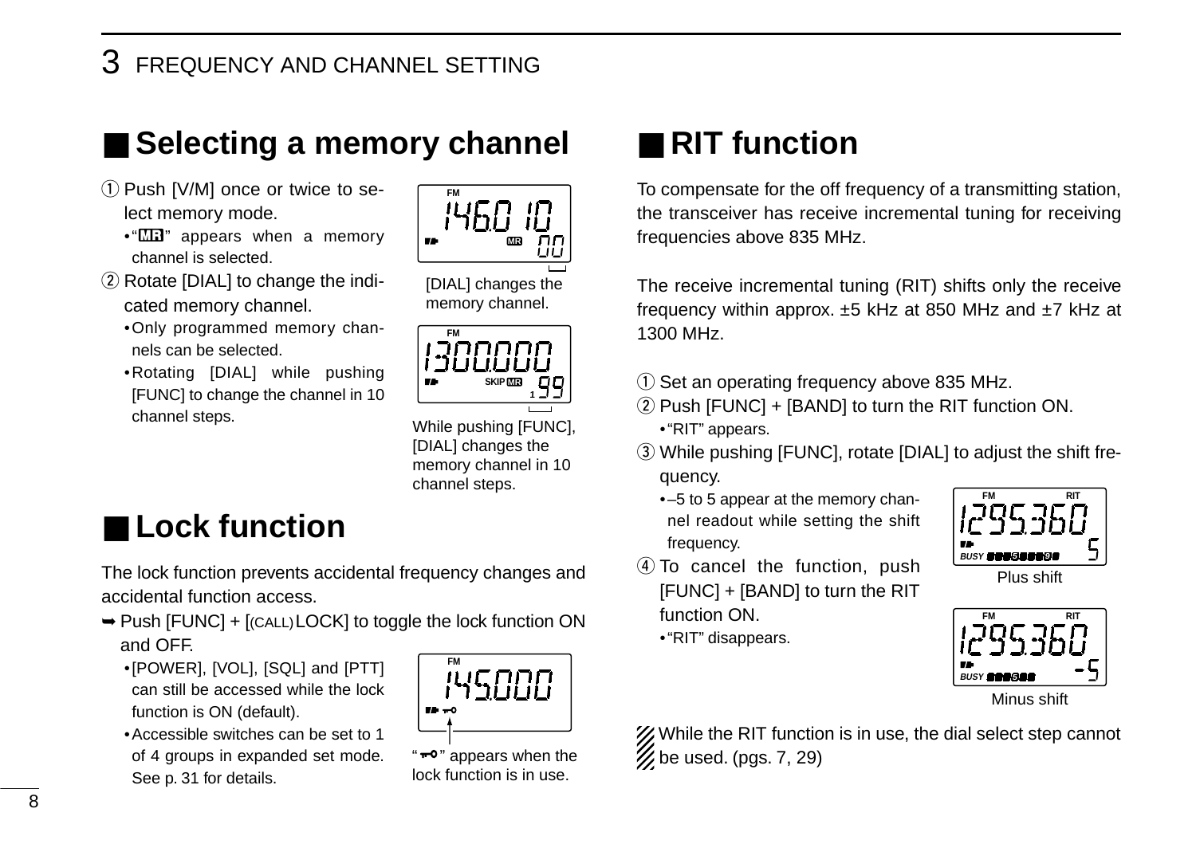## ■ Selecting a memory channel

① Push [V/M] once or twice to select memory mode.
- "MR" appears when a memory channel is selected.

② Rotate [DIAL] to change the indicated memory channel.
- Only programmed memory channels can be selected.
- Rotating [DIAL] while pushing [FUNC] to change the channel in 10 channel steps.

[DIAL] changes the memory channel.

While pushing [FUNC], [DIAL] changes the memory channel in 10 channel steps.

## ■ Lock function

The lock function prevents accidental frequency changes and accidental function access.

➥ Push [FUNC] + [(CALL) LOCK] to toggle the lock function ON and OFF.
- [POWER], [VOL], [SQL] and [PTT] can still be accessed while the lock function is ON (default).
- Accessible switches can be set to 1 of 4 groups in expanded set mode. See p. 31 for details.

"⊶" appears when the lock function is in use.

## ■ RIT function

To compensate for the off frequency of a transmitting station, the transceiver has receive incremental tuning for receiving frequencies above 835 MHz.

The receive incremental tuning (RIT) shifts only the receive frequency within approx. ±5 kHz at 850 MHz and ±7 kHz at 1300 MHz.

① Set an operating frequency above 835 MHz.

② Push [FUNC] + [BAND] to turn the RIT function ON.
- "RIT" appears.

③ While pushing [FUNC], rotate [DIAL] to adjust the shift frequency.
- –5 to 5 appear at the memory channel readout while setting the shift frequency.

④ To cancel the function, push [FUNC] + [BAND] to turn the RIT function ON.
- "RIT" disappears.

Plus shift

Minus shift

While the RIT function is in use, the dial select step cannot be used. (pgs. 7, 29)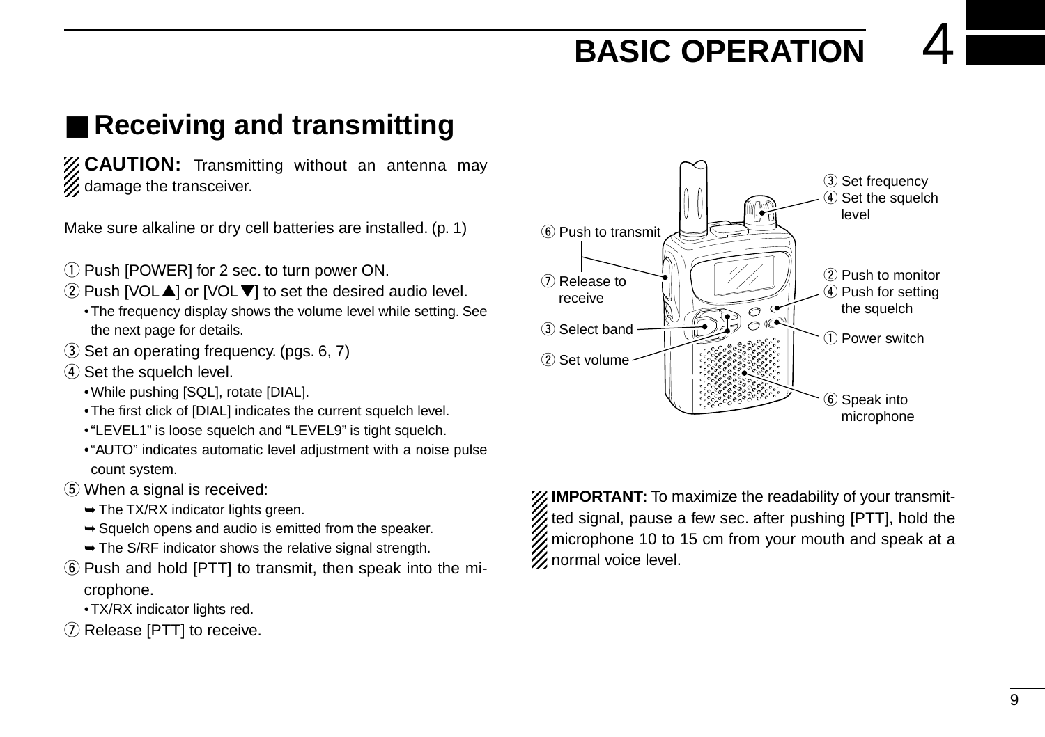# BASIC OPERATION

## ■ Receiving and transmitting

**CAUTION:** Transmitting without an antenna may damage the transceiver.

Make sure alkaline or dry cell batteries are installed. (p. 1)

① Push [POWER] for 2 sec. to turn power ON.
② Push [VOL▲] or [VOL▼] to set the desired audio level.
  • The frequency display shows the volume level while setting. See the next page for details.
③ Set an operating frequency. (pgs. 6, 7)
④ Set the squelch level.
  • While pushing [SQL], rotate [DIAL].
  • The first click of [DIAL] indicates the current squelch level.
  • "LEVEL1" is loose squelch and "LEVEL9" is tight squelch.
  • "AUTO" indicates automatic level adjustment with a noise pulse count system.
⑤ When a signal is received:
  ➥ The TX/RX indicator lights green.
  ➥ Squelch opens and audio is emitted from the speaker.
  ➥ The S/RF indicator shows the relative signal strength.
⑥ Push and hold [PTT] to transmit, then speak into the microphone.
  • TX/RX indicator lights red.
⑦ Release [PTT] to receive.

③ Set frequency
④ Set the squelch level
⑥ Push to transmit
⑦ Release to receive
② Push to monitor
④ Push for setting the squelch
③ Select band
① Power switch
② Set volume
⑥ Speak into microphone

**IMPORTANT:** To maximize the readability of your transmitted signal, pause a few sec. after pushing [PTT], hold the microphone 10 to 15 cm from your mouth and speak at a normal voice level.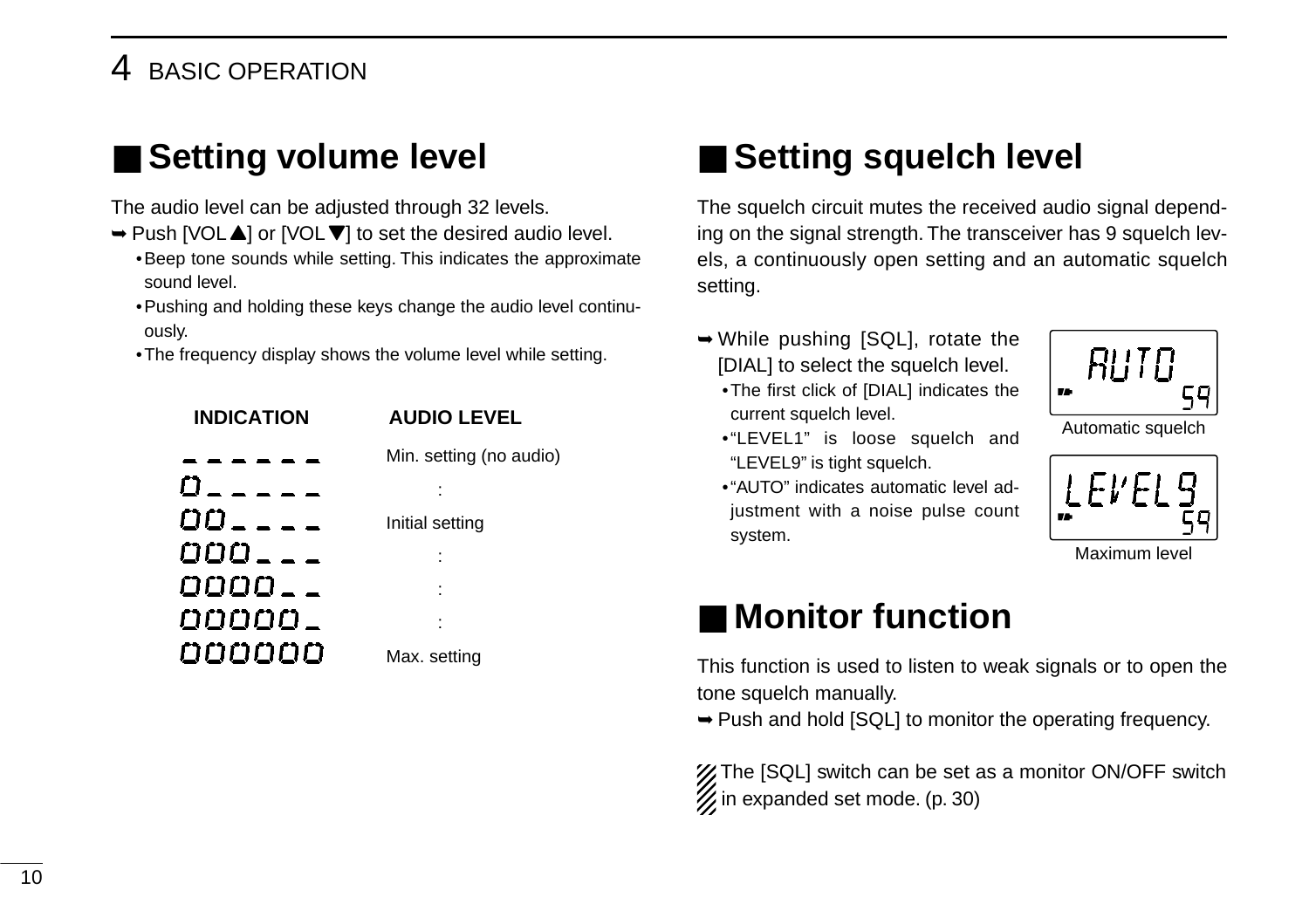## ■ Setting volume level

The audio level can be adjusted through 32 levels.

➥ Push [VOL▲] or [VOL▼] to set the desired audio level.
- Beep tone sounds while setting. This indicates the approximate sound level.
- Pushing and holding these keys change the audio level continuously.
- The frequency display shows the volume level while setting.

| INDICATION | AUDIO LEVEL |
|---|---|
| _ _ _ _ _ _ | Min. setting (no audio) |
| 0 _ _ _ _ _ | : |
| 00 _ _ _ _ | Initial setting |
| 000 _ _ _ | : |
| 0000 _ _ | : |
| 00000 _ | : |
| 000000 | Max. setting |

## ■ Setting squelch level

The squelch circuit mutes the received audio signal depending on the signal strength. The transceiver has 9 squelch levels, a continuously open setting and an automatic squelch setting.

➥ While pushing [SQL], rotate the [DIAL] to select the squelch level.
- The first click of [DIAL] indicates the current squelch level.
- "LEVEL1" is loose squelch and "LEVEL9" is tight squelch.
- "AUTO" indicates automatic level adjustment with a noise pulse count system.

AUTO 59

Automatic squelch

LEVEL9 59

Maximum level

## ■ Monitor function

This function is used to listen to weak signals or to open the tone squelch manually.

➥ Push and hold [SQL] to monitor the operating frequency.

The [SQL] switch can be set as a monitor ON/OFF switch in expanded set mode. (p. 30)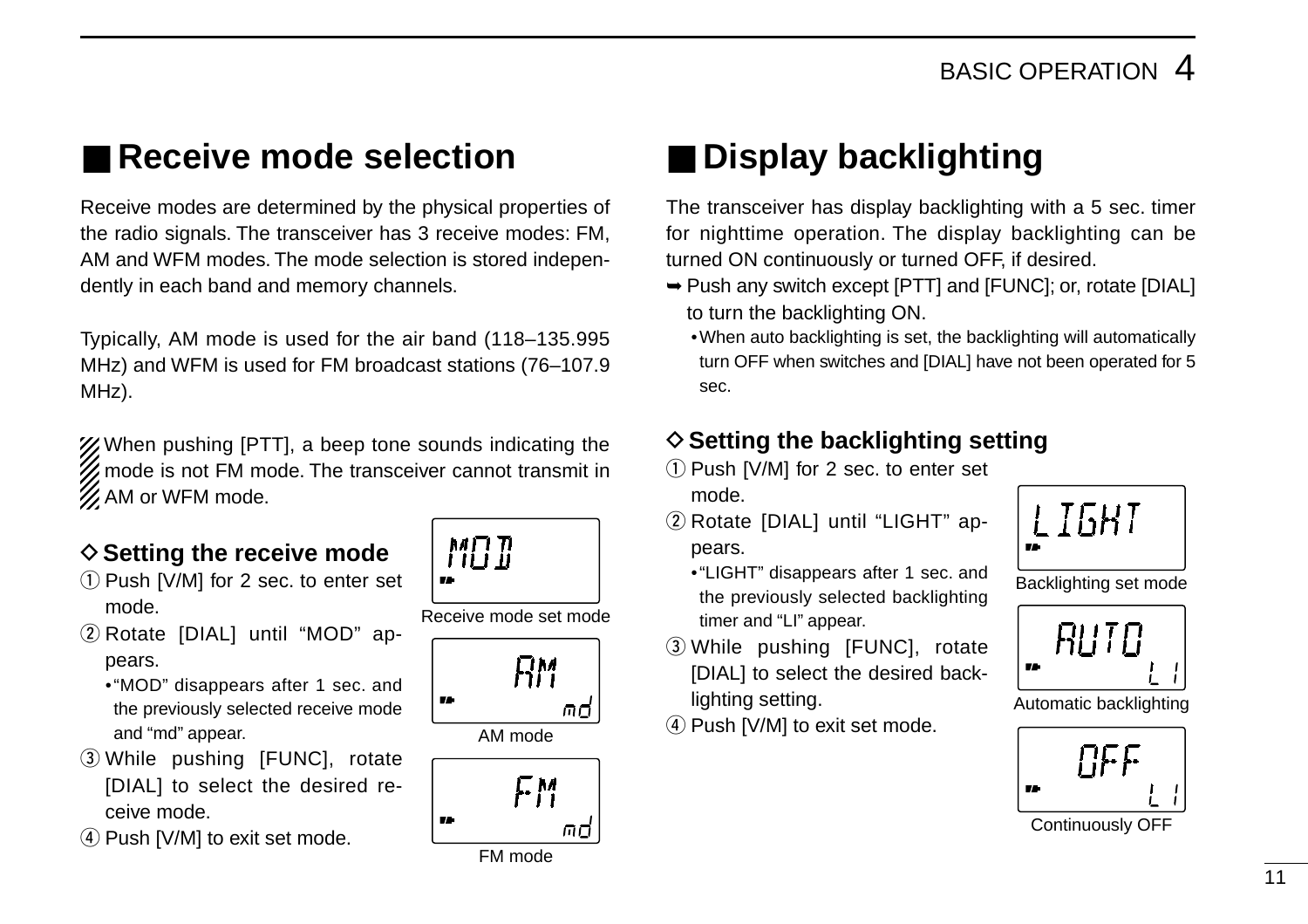## ■ Receive mode selection

Receive modes are determined by the physical properties of the radio signals. The transceiver has 3 receive modes: FM, AM and WFM modes. The mode selection is stored independently in each band and memory channels.

Typically, AM mode is used for the air band (118–135.995 MHz) and WFM is used for FM broadcast stations (76–107.9 MHz).

When pushing [PTT], a beep tone sounds indicating the mode is not FM mode. The transceiver cannot transmit in AM or WFM mode.

### ◇ Setting the receive mode

① Push [V/M] for 2 sec. to enter set mode.
② Rotate [DIAL] until "MOD" appears.
- "MOD" disappears after 1 sec. and the previously selected receive mode and "md" appear.

③ While pushing [FUNC], rotate [DIAL] to select the desired receive mode.
④ Push [V/M] to exit set mode.

MOD

Receive mode set mode

AM md

AM mode

FM md

FM mode

## ■ Display backlighting

The transceiver has display backlighting with a 5 sec. timer for nighttime operation. The display backlighting can be turned ON continuously or turned OFF, if desired.

➥ Push any switch except [PTT] and [FUNC]; or, rotate [DIAL] to turn the backlighting ON.
- When auto backlighting is set, the backlighting will automatically turn OFF when switches and [DIAL] have not been operated for 5 sec.

### ◇ Setting the backlighting setting

① Push [V/M] for 2 sec. to enter set mode.
② Rotate [DIAL] until "LIGHT" appears.
- "LIGHT" disappears after 1 sec. and the previously selected backlighting timer and "LI" appear.

③ While pushing [FUNC], rotate [DIAL] to select the desired backlighting setting.
④ Push [V/M] to exit set mode.

LIGHT

Backlighting set mode

AUTO LI

Automatic backlighting

OFF LI

Continuously OFF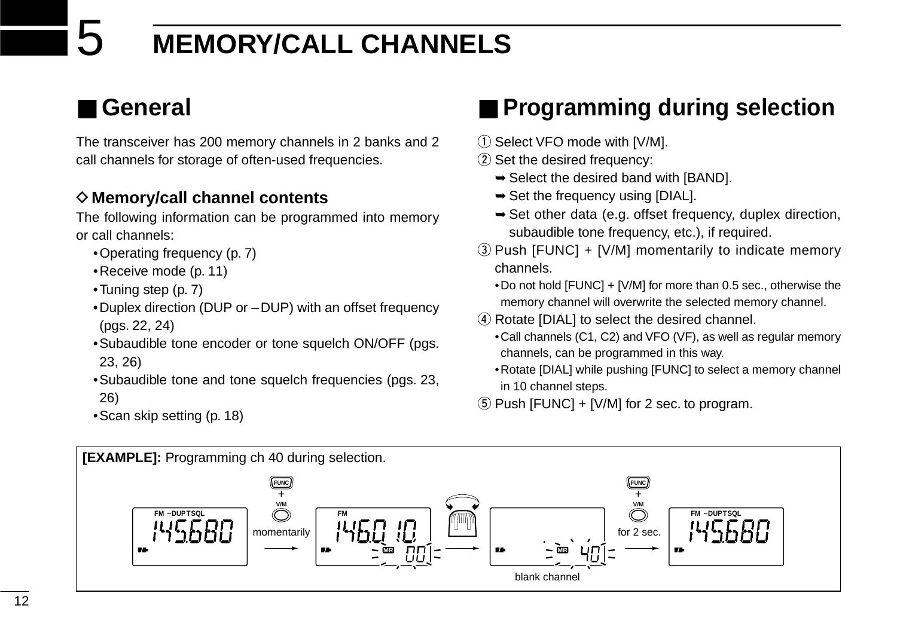# 5 MEMORY/CALL CHANNELS

## ■ General

The transceiver has 200 memory channels in 2 banks and 2 call channels for storage of often-used frequencies.

### ◇ Memory/call channel contents

The following information can be programmed into memory or call channels:

- Operating frequency (p. 7)
- Receive mode (p. 11)
- Tuning step (p. 7)
- Duplex direction (DUP or –DUP) with an offset frequency (pgs. 22, 24)
- Subaudible tone encoder or tone squelch ON/OFF (pgs. 23, 26)
- Subaudible tone and tone squelch frequencies (pgs. 23, 26)
- Scan skip setting (p. 18)

## ■ Programming during selection

① Select VFO mode with [V/M].

② Set the desired frequency:
- ➥ Select the desired band with [BAND].
- ➥ Set the frequency using [DIAL].
- ➥ Set other data (e.g. offset frequency, duplex direction, subaudible tone frequency, etc.), if required.

③ Push [FUNC] + [V/M] momentarily to indicate memory channels.
- Do not hold [FUNC] + [V/M] for more than 0.5 sec., otherwise the memory channel will overwrite the selected memory channel.

④ Rotate [DIAL] to select the desired channel.
- Call channels (C1, C2) and VFO (VF), as well as regular memory channels, can be programmed in this way.
- Rotate [DIAL] while pushing [FUNC] to select a memory channel in 10 channel steps.

⑤ Push [FUNC] + [V/M] for 2 sec. to program.

**[EXAMPLE]:** Programming ch 40 during selection.

FM –DUP TSQL 145.680 → FUNC + V/M momentarily → FM 146.010 MR 001 → (rotate DIAL) → MR 40 blank channel → FUNC + V/M for 2 sec. → FM –DUP TSQL 145.680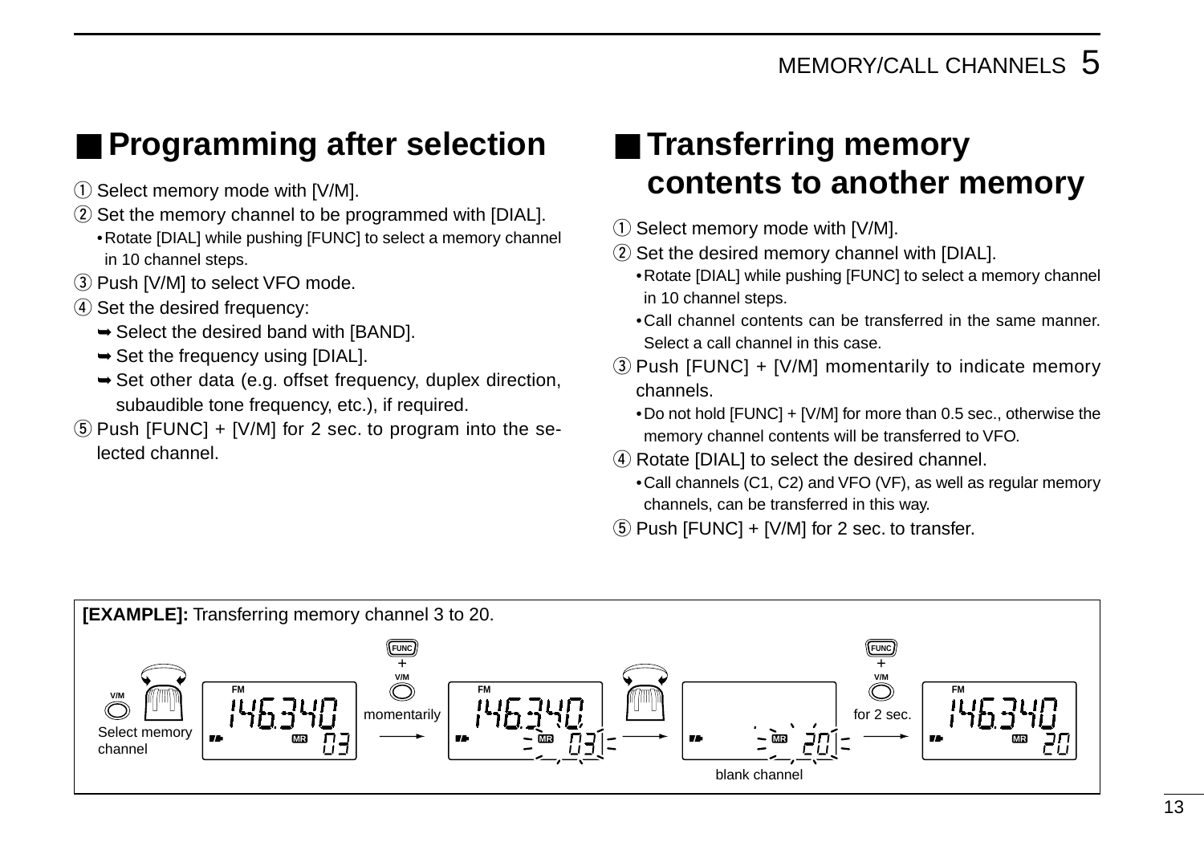## ■ Programming after selection

① Select memory mode with [V/M].

② Set the memory channel to be programmed with [DIAL].
- Rotate [DIAL] while pushing [FUNC] to select a memory channel in 10 channel steps.

③ Push [V/M] to select VFO mode.

④ Set the desired frequency:
- ➥ Select the desired band with [BAND].
- ➥ Set the frequency using [DIAL].
- ➥ Set other data (e.g. offset frequency, duplex direction, subaudible tone frequency, etc.), if required.

⑤ Push [FUNC] + [V/M] for 2 sec. to program into the selected channel.

## ■ Transferring memory contents to another memory

① Select memory mode with [V/M].

② Set the desired memory channel with [DIAL].
- Rotate [DIAL] while pushing [FUNC] to select a memory channel in 10 channel steps.
- Call channel contents can be transferred in the same manner. Select a call channel in this case.

③ Push [FUNC] + [V/M] momentarily to indicate memory channels.
- Do not hold [FUNC] + [V/M] for more than 0.5 sec., otherwise the memory channel contents will be transferred to VFO.

④ Rotate [DIAL] to select the desired channel.
- Call channels (C1, C2) and VFO (VF), as well as regular memory channels, can be transferred in this way.

⑤ Push [FUNC] + [V/M] for 2 sec. to transfer.

**[EXAMPLE]:** Transferring memory channel 3 to 20.

V/M — Select memory channel → FM 146.340 MR 03 → FUNC + V/M momentarily → FM 146.340 MR 03 (blinking) → DIAL → MR 20 (blinking) blank channel → FUNC + V/M for 2 sec. → FM 146.340 MR 20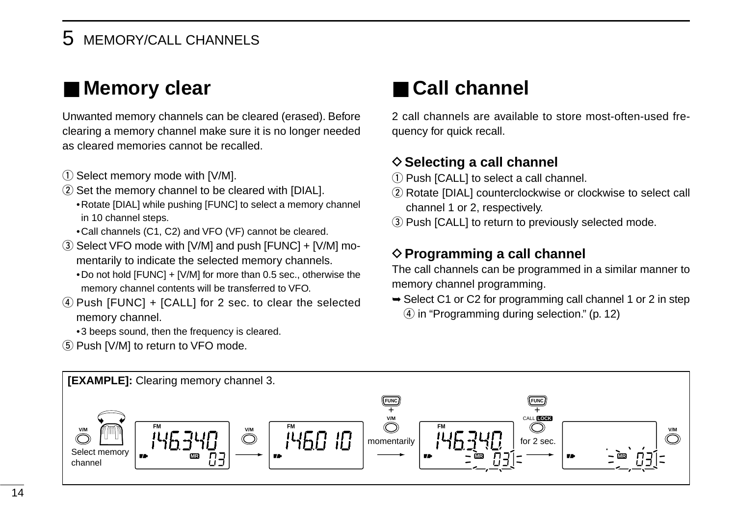## Memory clear

Unwanted memory channels can be cleared (erased). Before clearing a memory channel make sure it is no longer needed as cleared memories cannot be recalled.

① Select memory mode with [V/M].

② Set the memory channel to be cleared with [DIAL].
- Rotate [DIAL] while pushing [FUNC] to select a memory channel in 10 channel steps.
- Call channels (C1, C2) and VFO (VF) cannot be cleared.

③ Select VFO mode with [V/M] and push [FUNC] + [V/M] momentarily to indicate the selected memory channels.
- Do not hold [FUNC] + [V/M] for more than 0.5 sec., otherwise the memory channel contents will be transferred to VFO.

④ Push [FUNC] + [CALL] for 2 sec. to clear the selected memory channel.
- 3 beeps sound, then the frequency is cleared.

⑤ Push [V/M] to return to VFO mode.

## Call channel

2 call channels are available to store most-often-used frequency for quick recall.

### ◇ Selecting a call channel

① Push [CALL] to select a call channel.

② Rotate [DIAL] counterclockwise or clockwise to select call channel 1 or 2, respectively.

③ Push [CALL] to return to previously selected mode.

### ◇ Programming a call channel

The call channels can be programmed in a similar manner to memory channel programming.

➥ Select C1 or C2 for programming call channel 1 or 2 in step ④ in "Programming during selection." (p. 12)

**[EXAMPLE]:** Clearing memory channel 3.

V/M — Select memory channel — FM 146.340 MR 03 → V/M → FM 146.010 → FUNC + V/M momentarily → FM 146.340 MR 03 → FUNC + CALL LOCK for 2 sec. → MR 03 → V/M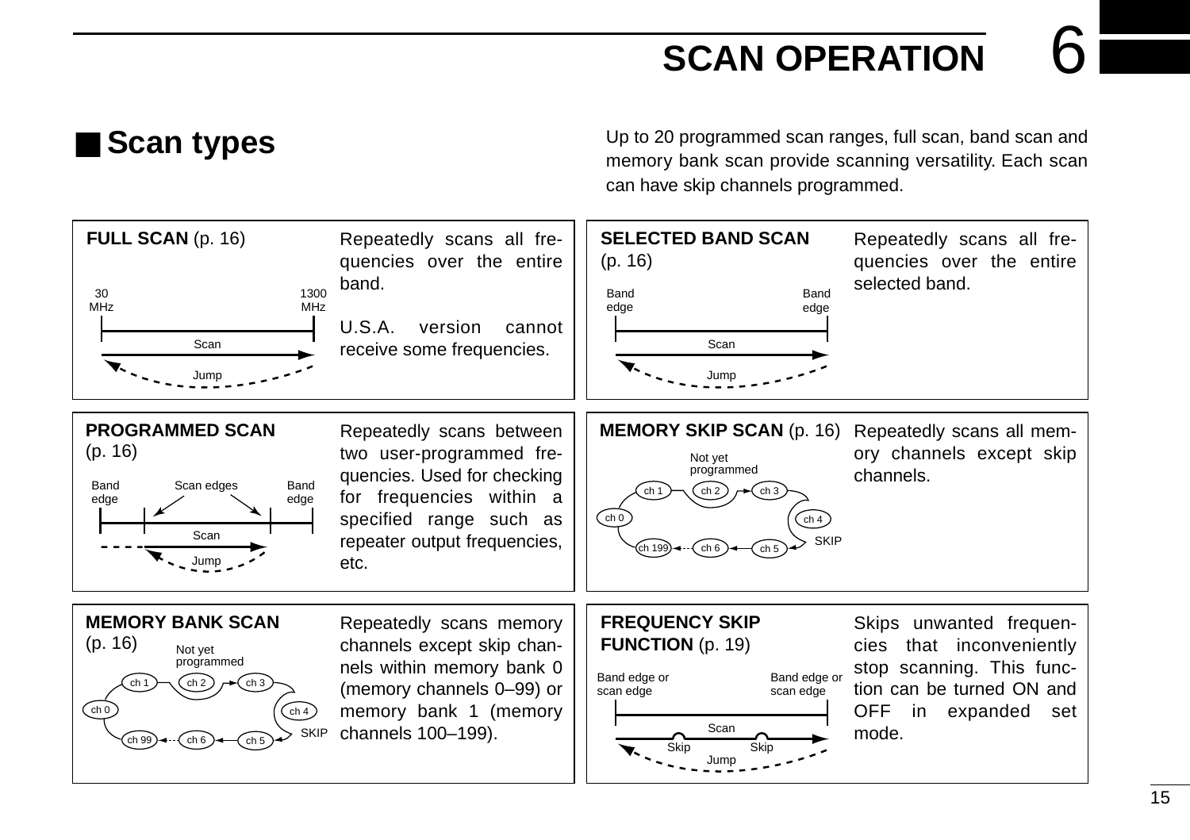## ■ Scan types

Up to 20 programmed scan ranges, full scan, band scan and memory bank scan provide scanning versatility. Each scan can have skip channels programmed.

**FULL SCAN** (p. 16)

30 MHz — 1300 MHz
Scan
Jump

Repeatedly scans all frequencies over the entire band.

U.S.A. version cannot receive some frequencies.

**SELECTED BAND SCAN** (p. 16)

Band edge — Band edge
Scan
Jump

Repeatedly scans all frequencies over the entire selected band.

**PROGRAMMED SCAN** (p. 16)

Band edge — Scan edges — Band edge
Scan
Jump

Repeatedly scans between two user-programmed frequencies. Used for checking for frequencies within a specified range such as repeater output frequencies, etc.

**MEMORY SKIP SCAN** (p. 16)

Not yet programmed
ch 0, ch 1, ch 2, ch 3, ch 4, ch 5, ch 6, ch 199
SKIP

Repeatedly scans all memory channels except skip channels.

**MEMORY BANK SCAN** (p. 16)

Not yet programmed
ch 0, ch 1, ch 2, ch 3, ch 4, ch 5, ch 6, ch 99
SKIP

Repeatedly scans memory channels except skip channels within memory bank 0 (memory channels 0–99) or memory bank 1 (memory channels 100–199).

**FREQUENCY SKIP FUNCTION** (p. 19)

Band edge or scan edge — Band edge or scan edge
Scan
Skip Skip
Jump

Skips unwanted frequencies that inconveniently stop scanning. This function can be turned ON and OFF in expanded set mode.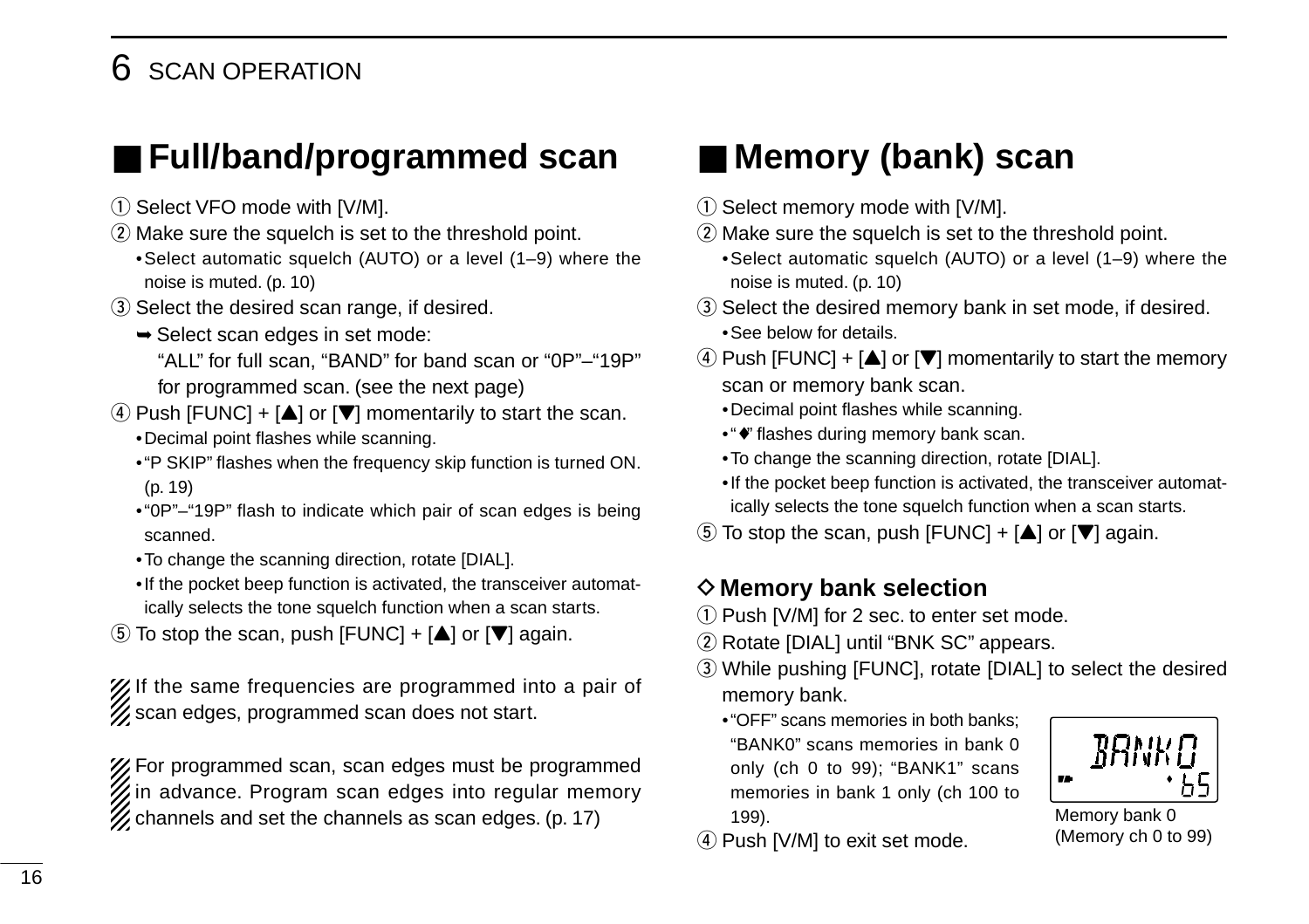## Full/band/programmed scan

① Select VFO mode with [V/M].

② Make sure the squelch is set to the threshold point.
- Select automatic squelch (AUTO) or a level (1–9) where the noise is muted. (p. 10)

③ Select the desired scan range, if desired.
- ➥ Select scan edges in set mode:
  "ALL" for full scan, "BAND" for band scan or "0P"–"19P" for programmed scan. (see the next page)

④ Push [FUNC] + [▲] or [▼] momentarily to start the scan.
- Decimal point flashes while scanning.
- "P SKIP" flashes when the frequency skip function is turned ON. (p. 19)
- "0P"–"19P" flash to indicate which pair of scan edges is being scanned.
- To change the scanning direction, rotate [DIAL].
- If the pocket beep function is activated, the transceiver automatically selects the tone squelch function when a scan starts.

⑤ To stop the scan, push [FUNC] + [▲] or [▼] again.

If the same frequencies are programmed into a pair of scan edges, programmed scan does not start.

For programmed scan, scan edges must be programmed in advance. Program scan edges into regular memory channels and set the channels as scan edges. (p. 17)

## Memory (bank) scan

① Select memory mode with [V/M].

② Make sure the squelch is set to the threshold point.
- Select automatic squelch (AUTO) or a level (1–9) where the noise is muted. (p. 10)

③ Select the desired memory bank in set mode, if desired.
- See below for details.

④ Push [FUNC] + [▲] or [▼] momentarily to start the memory scan or memory bank scan.
- Decimal point flashes while scanning.
- "◆" flashes during memory bank scan.
- To change the scanning direction, rotate [DIAL].
- If the pocket beep function is activated, the transceiver automatically selects the tone squelch function when a scan starts.

⑤ To stop the scan, push [FUNC] + [▲] or [▼] again.

### ◇ Memory bank selection

① Push [V/M] for 2 sec. to enter set mode.

② Rotate [DIAL] until "BNK SC" appears.

③ While pushing [FUNC], rotate [DIAL] to select the desired memory bank.
- "OFF" scans memories in both banks; "BANK0" scans memories in bank 0 only (ch 0 to 99); "BANK1" scans memories in bank 1 only (ch 100 to 199).

④ Push [V/M] to exit set mode.

BANK0 65

Memory bank 0
(Memory ch 0 to 99)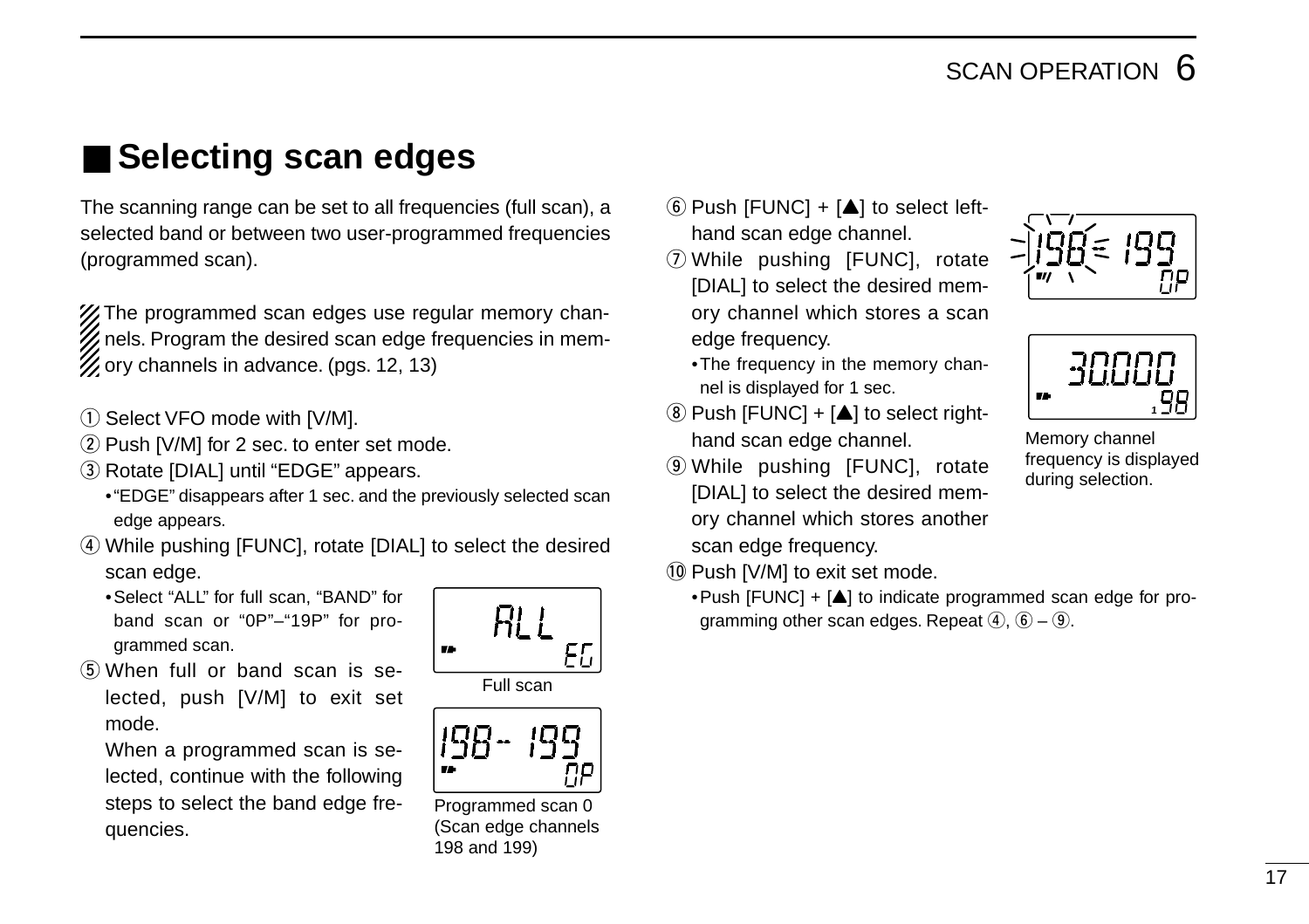## ■ Selecting scan edges

The scanning range can be set to all frequencies (full scan), a selected band or between two user-programmed frequencies (programmed scan).

The programmed scan edges use regular memory channels. Program the desired scan edge frequencies in memory channels in advance. (pgs. 12, 13)

① Select VFO mode with [V/M].

② Push [V/M] for 2 sec. to enter set mode.

③ Rotate [DIAL] until “EDGE” appears.
- “EDGE” disappears after 1 sec. and the previously selected scan edge appears.

④ While pushing [FUNC], rotate [DIAL] to select the desired scan edge.
- Select “ALL” for full scan, “BAND” for band scan or “0P”–“19P” for programmed scan.

⑤ When full or band scan is selected, push [V/M] to exit set mode.
When a programmed scan is selected, continue with the following steps to select the band edge frequencies.

Full scan

Programmed scan 0 (Scan edge channels 198 and 199)

⑥ Push [FUNC] + [▲] to select left-hand scan edge channel.

⑦ While pushing [FUNC], rotate [DIAL] to select the desired memory channel which stores a scan edge frequency.
- The frequency in the memory channel is displayed for 1 sec.

⑧ Push [FUNC] + [▲] to select right-hand scan edge channel.

⑨ While pushing [FUNC], rotate [DIAL] to select the desired memory channel which stores another scan edge frequency.

⑩ Push [V/M] to exit set mode.
- Push [FUNC] + [▲] to indicate programmed scan edge for programming other scan edges. Repeat ④, ⑥ – ⑨.

Memory channel frequency is displayed during selection.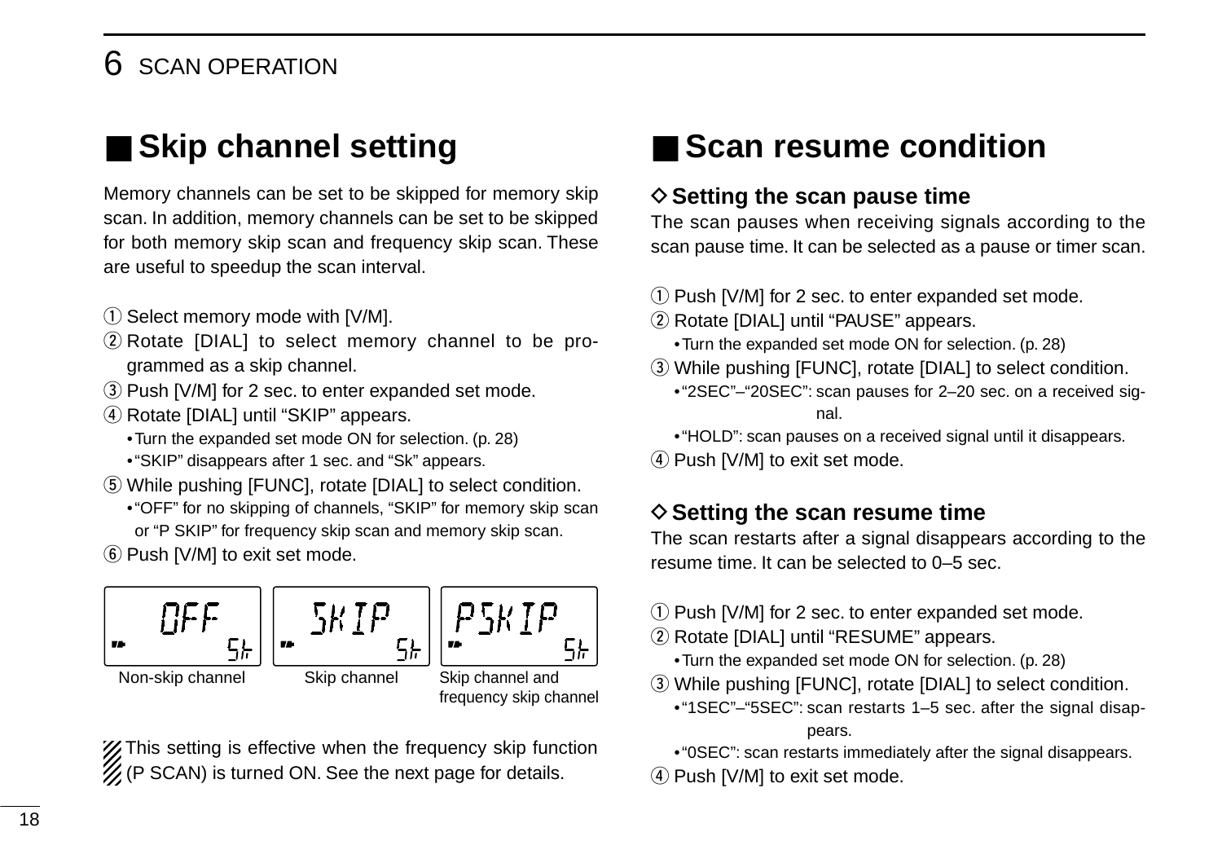## ■ Skip channel setting

Memory channels can be set to be skipped for memory skip scan. In addition, memory channels can be set to be skipped for both memory skip scan and frequency skip scan. These are useful to speedup the scan interval.

① Select memory mode with [V/M].
② Rotate [DIAL] to select memory channel to be programmed as a skip channel.
③ Push [V/M] for 2 sec. to enter expanded set mode.
④ Rotate [DIAL] until "SKIP" appears.
  • Turn the expanded set mode ON for selection. (p. 28)
  • "SKIP" disappears after 1 sec. and "Sk" appears.
⑤ While pushing [FUNC], rotate [DIAL] to select condition.
  • "OFF" for no skipping of channels, "SKIP" for memory skip scan or "P SKIP" for frequency skip scan and memory skip scan.
⑥ Push [V/M] to exit set mode.

Non-skip channel | Skip channel | Skip channel and frequency skip channel

This setting is effective when the frequency skip function (P SCAN) is turned ON. See the next page for details.

## ■ Scan resume condition

### ◇ Setting the scan pause time

The scan pauses when receiving signals according to the scan pause time. It can be selected as a pause or timer scan.

① Push [V/M] for 2 sec. to enter expanded set mode.
② Rotate [DIAL] until "PAUSE" appears.
  • Turn the expanded set mode ON for selection. (p. 28)
③ While pushing [FUNC], rotate [DIAL] to select condition.
  • "2SEC"–"20SEC": scan pauses for 2–20 sec. on a received signal.
  • "HOLD": scan pauses on a received signal until it disappears.
④ Push [V/M] to exit set mode.

### ◇ Setting the scan resume time

The scan restarts after a signal disappears according to the resume time. It can be selected to 0–5 sec.

① Push [V/M] for 2 sec. to enter expanded set mode.
② Rotate [DIAL] until "RESUME" appears.
  • Turn the expanded set mode ON for selection. (p. 28)
③ While pushing [FUNC], rotate [DIAL] to select condition.
  • "1SEC"–"5SEC": scan restarts 1–5 sec. after the signal disappears.
  • "0SEC": scan restarts immediately after the signal disappears.
④ Push [V/M] to exit set mode.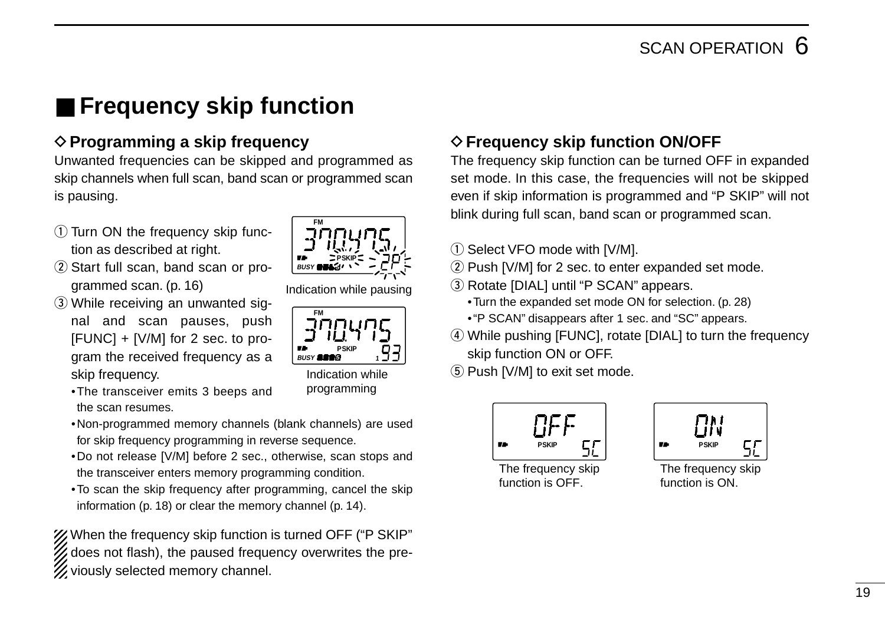# ■ Frequency skip function

## ◇ Programming a skip frequency

Unwanted frequencies can be skipped and programmed as skip channels when full scan, band scan or programmed scan is pausing.

① Turn ON the frequency skip function as described at right.

② Start full scan, band scan or programmed scan. (p. 16)

③ While receiving an unwanted signal and scan pauses, push [FUNC] + [V/M] for 2 sec. to program the received frequency as a skip frequency.

- The transceiver emits 3 beeps and the scan resumes.
- Non-programmed memory channels (blank channels) are used for skip frequency programming in reverse sequence.
- Do not release [V/M] before 2 sec., otherwise, scan stops and the transceiver enters memory programming condition.
- To scan the skip frequency after programming, cancel the skip information (p. 18) or clear the memory channel (p. 14).

Indication while pausing

Indication while programming

When the frequency skip function is turned OFF (“P SKIP” does not flash), the paused frequency overwrites the previously selected memory channel.

## ◇ Frequency skip function ON/OFF

The frequency skip function can be turned OFF in expanded set mode. In this case, the frequencies will not be skipped even if skip information is programmed and “P SKIP” will not blink during full scan, band scan or programmed scan.

① Select VFO mode with [V/M].

② Push [V/M] for 2 sec. to enter expanded set mode.

③ Rotate [DIAL] until “P SCAN” appears.

- Turn the expanded set mode ON for selection. (p. 28)
- “P SCAN” disappears after 1 sec. and “SC” appears.

④ While pushing [FUNC], rotate [DIAL] to turn the frequency skip function ON or OFF.

⑤ Push [V/M] to exit set mode.

The frequency skip function is OFF.

The frequency skip function is ON.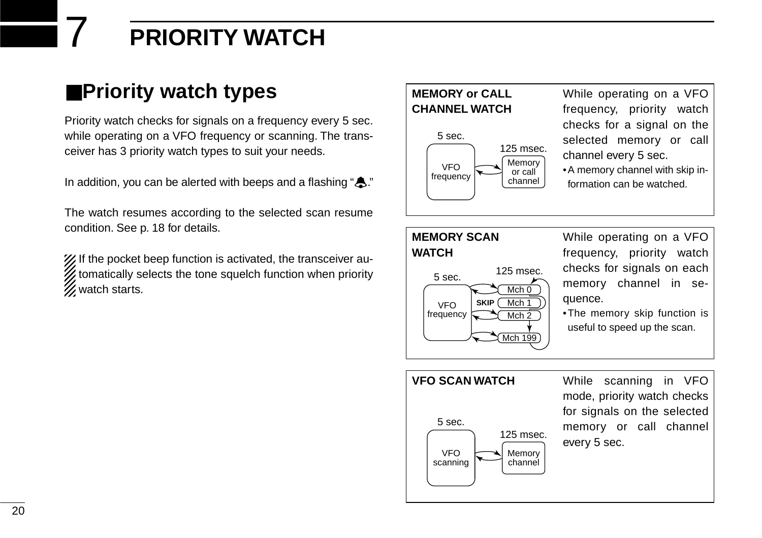# 7 PRIORITY WATCH

## ■Priority watch types

Priority watch checks for signals on a frequency every 5 sec. while operating on a VFO frequency or scanning. The transceiver has 3 priority watch types to suit your needs.

In addition, you can be alerted with beeps and a flashing "🔔."

The watch resumes according to the selected scan resume condition. See p. 18 for details.

If the pocket beep function is activated, the transceiver automatically selects the tone squelch function when priority watch starts.

**MEMORY or CALL CHANNEL WATCH**

5 sec. VFO frequency — 125 msec. Memory or call channel

While operating on a VFO frequency, priority watch checks for a signal on the selected memory or call channel every 5 sec.

- A memory channel with skip information can be watched.

**MEMORY SCAN WATCH**

5 sec. VFO frequency — 125 msec. Mch 0, SKIP Mch 1, Mch 2, Mch 199

While operating on a VFO frequency, priority watch checks for signals on each memory channel in sequence.

- The memory skip function is useful to speed up the scan.

**VFO SCAN WATCH**

5 sec. VFO scanning — 125 msec. Memory channel

While scanning in VFO mode, priority watch checks for signals on the selected memory or call channel every 5 sec.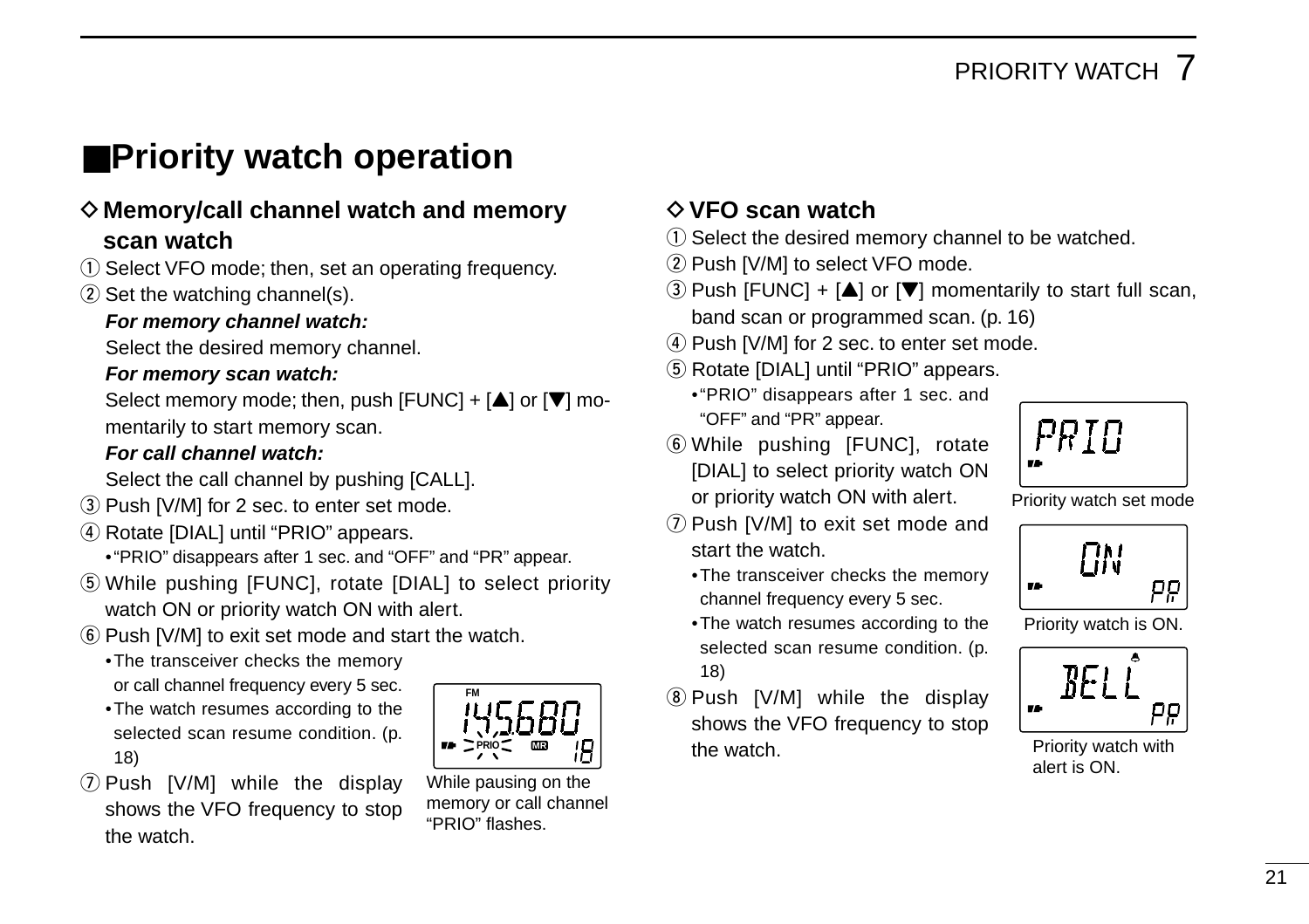## ■Priority watch operation

### ◇ Memory/call channel watch and memory scan watch

① Select VFO mode; then, set an operating frequency.

② Set the watching channel(s).

***For memory channel watch:***

Select the desired memory channel.

***For memory scan watch:***

Select memory mode; then, push [FUNC] + [▲] or [▼] momentarily to start memory scan.

***For call channel watch:***

Select the call channel by pushing [CALL].

③ Push [V/M] for 2 sec. to enter set mode.

④ Rotate [DIAL] until "PRIO" appears.

• "PRIO" disappears after 1 sec. and "OFF" and "PR" appear.

⑤ While pushing [FUNC], rotate [DIAL] to select priority watch ON or priority watch ON with alert.

⑥ Push [V/M] to exit set mode and start the watch.

• The transceiver checks the memory or call channel frequency every 5 sec.
• The watch resumes according to the selected scan resume condition. (p. 18)

⑦ Push [V/M] while the display shows the VFO frequency to stop the watch.

While pausing on the memory or call channel "PRIO" flashes.

### ◇ VFO scan watch

① Select the desired memory channel to be watched.

② Push [V/M] to select VFO mode.

③ Push [FUNC] + [▲] or [▼] momentarily to start full scan, band scan or programmed scan. (p. 16)

④ Push [V/M] for 2 sec. to enter set mode.

⑤ Rotate [DIAL] until "PRIO" appears.

• "PRIO" disappears after 1 sec. and "OFF" and "PR" appear.

⑥ While pushing [FUNC], rotate [DIAL] to select priority watch ON or priority watch ON with alert.

⑦ Push [V/M] to exit set mode and start the watch.

• The transceiver checks the memory channel frequency every 5 sec.
• The watch resumes according to the selected scan resume condition. (p. 18)

⑧ Push [V/M] while the display shows the VFO frequency to stop the watch.

Priority watch set mode

Priority watch is ON.

Priority watch with alert is ON.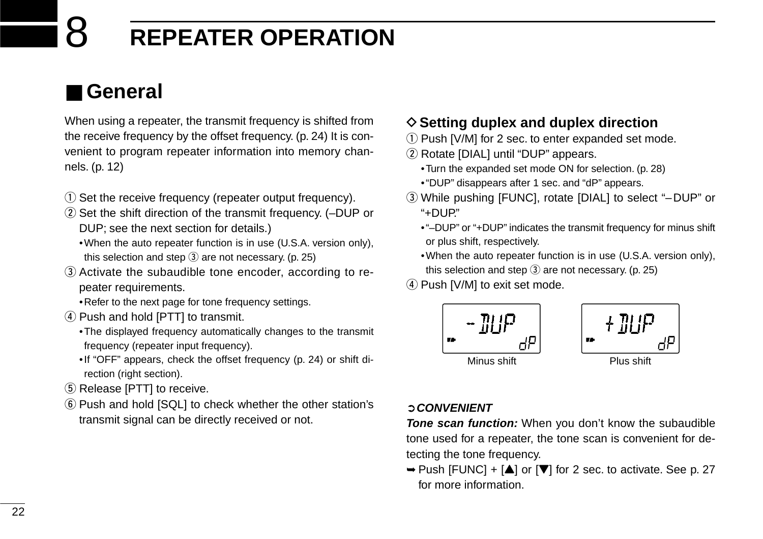# 8 REPEATER OPERATION

## ■ General

When using a repeater, the transmit frequency is shifted from the receive frequency by the offset frequency. (p. 24) It is convenient to program repeater information into memory channels. (p. 12)

① Set the receive frequency (repeater output frequency).
② Set the shift direction of the transmit frequency. (–DUP or DUP; see the next section for details.)
  • When the auto repeater function is in use (U.S.A. version only), this selection and step ③ are not necessary. (p. 25)
③ Activate the subaudible tone encoder, according to repeater requirements.
  • Refer to the next page for tone frequency settings.
④ Push and hold [PTT] to transmit.
  • The displayed frequency automatically changes to the transmit frequency (repeater input frequency).
  • If "OFF" appears, check the offset frequency (p. 24) or shift direction (right section).
⑤ Release [PTT] to receive.
⑥ Push and hold [SQL] to check whether the other station's transmit signal can be directly received or not.

### ◇ Setting duplex and duplex direction

① Push [V/M] for 2 sec. to enter expanded set mode.
② Rotate [DIAL] until "DUP" appears.
  • Turn the expanded set mode ON for selection. (p. 28)
  • "DUP" disappears after 1 sec. and "dP" appears.
③ While pushing [FUNC], rotate [DIAL] to select "– DUP" or "+DUP."
  • "–DUP" or "+DUP" indicates the transmit frequency for minus shift or plus shift, respectively.
  • When the auto repeater function is in use (U.S.A. version only), this selection and step ③ are not necessary. (p. 25)
④ Push [V/M] to exit set mode.

Minus shift    Plus shift

➲ ***CONVENIENT***

***Tone scan function:*** When you don't know the subaudible tone used for a repeater, the tone scan is convenient for detecting the tone frequency.

➥ Push [FUNC] + [▲] or [▼] for 2 sec. to activate. See p. 27 for more information.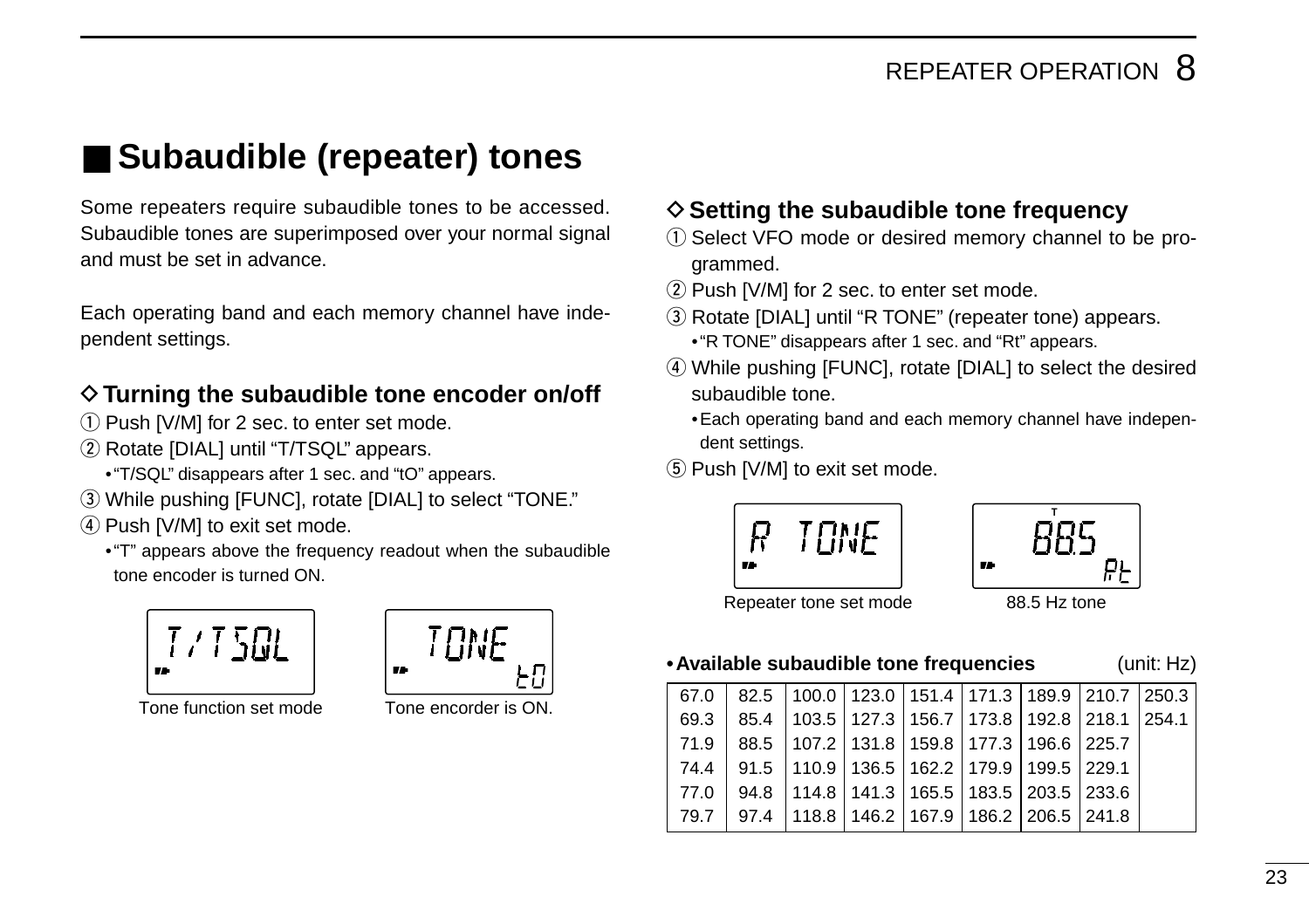## ■ Subaudible (repeater) tones

Some repeaters require subaudible tones to be accessed. Subaudible tones are superimposed over your normal signal and must be set in advance.

Each operating band and each memory channel have independent settings.

### ◇ Turning the subaudible tone encoder on/off

① Push [V/M] for 2 sec. to enter set mode.
② Rotate [DIAL] until "T/TSQL" appears.
- "T/SQL" disappears after 1 sec. and "tO" appears.

③ While pushing [FUNC], rotate [DIAL] to select "TONE."
④ Push [V/M] to exit set mode.
- "T" appears above the frequency readout when the subaudible tone encoder is turned ON.

T/TSQL

Tone function set mode

TONE tO

Tone encorder is ON.

### ◇ Setting the subaudible tone frequency

① Select VFO mode or desired memory channel to be programmed.
② Push [V/M] for 2 sec. to enter set mode.
③ Rotate [DIAL] until "R TONE" (repeater tone) appears.
- "R TONE" disappears after 1 sec. and "Rt" appears.

④ While pushing [FUNC], rotate [DIAL] to select the desired subaudible tone.
- Each operating band and each memory channel have independent settings.

⑤ Push [V/M] to exit set mode.

R TONE

Repeater tone set mode

T 88.5 Rt

88.5 Hz tone

**• Available subaudible tone frequencies** (unit: Hz)

| | | | | | | | | |
|---|---|---|---|---|---|---|---|---|
| 67.0 | 82.5 | 100.0 | 123.0 | 151.4 | 171.3 | 189.9 | 210.7 | 250.3 |
| 69.3 | 85.4 | 103.5 | 127.3 | 156.7 | 173.8 | 192.8 | 218.1 | 254.1 |
| 71.9 | 88.5 | 107.2 | 131.8 | 159.8 | 177.3 | 196.6 | 225.7 | |
| 74.4 | 91.5 | 110.9 | 136.5 | 162.2 | 179.9 | 199.5 | 229.1 | |
| 77.0 | 94.8 | 114.8 | 141.3 | 165.5 | 183.5 | 203.5 | 233.6 | |
| 79.7 | 97.4 | 118.8 | 146.2 | 167.9 | 186.2 | 206.5 | 241.8 | |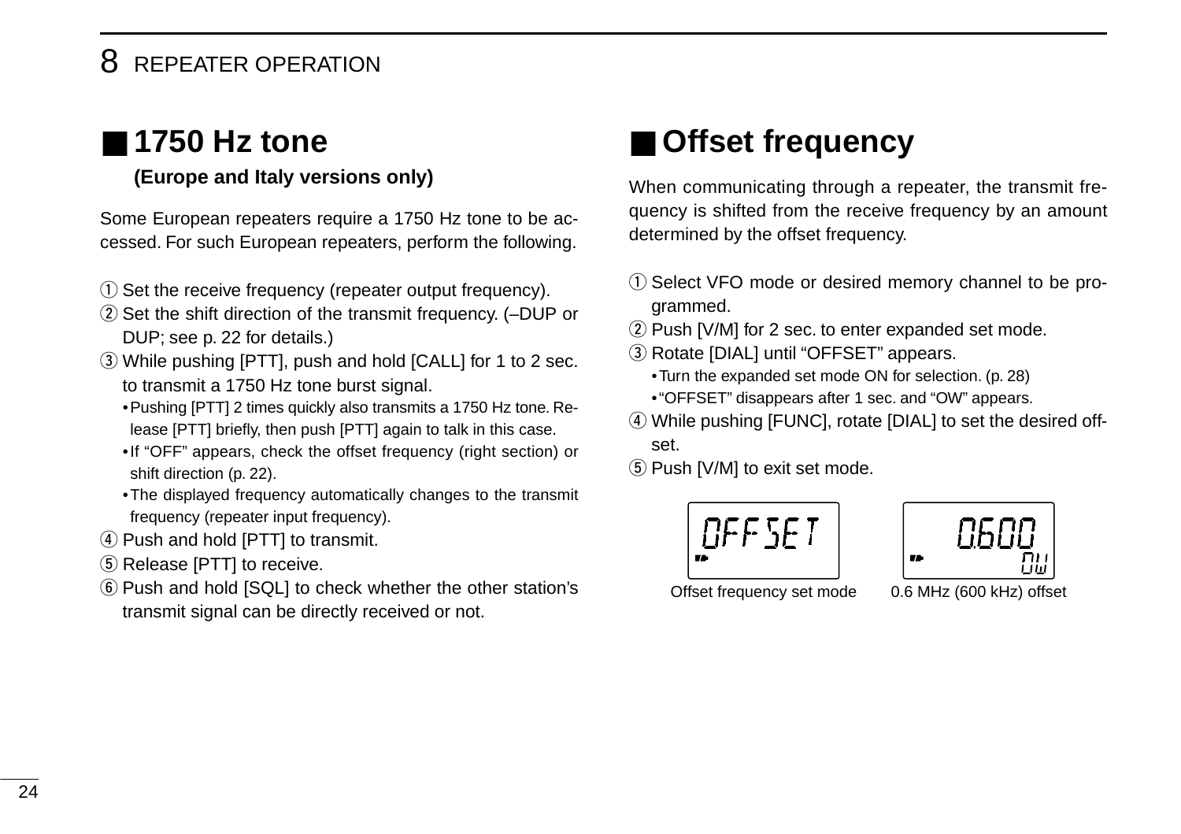## ■ 1750 Hz tone

**(Europe and Italy versions only)**

Some European repeaters require a 1750 Hz tone to be accessed. For such European repeaters, perform the following.

① Set the receive frequency (repeater output frequency).
② Set the shift direction of the transmit frequency. (–DUP or DUP; see p. 22 for details.)
③ While pushing [PTT], push and hold [CALL] for 1 to 2 sec. to transmit a 1750 Hz tone burst signal.
  • Pushing [PTT] 2 times quickly also transmits a 1750 Hz tone. Release [PTT] briefly, then push [PTT] again to talk in this case.
  • If “OFF” appears, check the offset frequency (right section) or shift direction (p. 22).
  • The displayed frequency automatically changes to the transmit frequency (repeater input frequency).
④ Push and hold [PTT] to transmit.
⑤ Release [PTT] to receive.
⑥ Push and hold [SQL] to check whether the other station’s transmit signal can be directly received or not.

## ■ Offset frequency

When communicating through a repeater, the transmit frequency is shifted from the receive frequency by an amount determined by the offset frequency.

① Select VFO mode or desired memory channel to be programmed.
② Push [V/M] for 2 sec. to enter expanded set mode.
③ Rotate [DIAL] until “OFFSET” appears.
  • Turn the expanded set mode ON for selection. (p. 28)
  • “OFFSET” disappears after 1 sec. and “OW” appears.
④ While pushing [FUNC], rotate [DIAL] to set the desired offset.
⑤ Push [V/M] to exit set mode.

OFFSET

Offset frequency set mode

0.600 OW

0.6 MHz (600 kHz) offset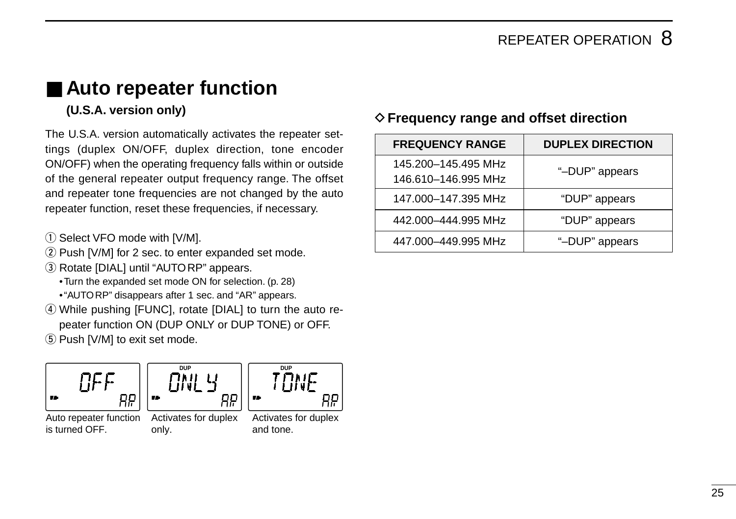## ■ Auto repeater function

**(U.S.A. version only)**

The U.S.A. version automatically activates the repeater settings (duplex ON/OFF, duplex direction, tone encoder ON/OFF) when the operating frequency falls within or outside of the general repeater output frequency range. The offset and repeater tone frequencies are not changed by the auto repeater function, reset these frequencies, if necessary.

① Select VFO mode with [V/M].
② Push [V/M] for 2 sec. to enter expanded set mode.
③ Rotate [DIAL] until "AUTO RP" appears.
  • Turn the expanded set mode ON for selection. (p. 28)
  • "AUTO RP" disappears after 1 sec. and "AR" appears.
④ While pushing [FUNC], rotate [DIAL] to turn the auto repeater function ON (DUP ONLY or DUP TONE) or OFF.
⑤ Push [V/M] to exit set mode.

OFF AR — Auto repeater function is turned OFF.

DUP ONLY AR — Activates for duplex only.

DUP TONE AR — Activates for duplex and tone.

### ◇ Frequency range and offset direction

| FREQUENCY RANGE | DUPLEX DIRECTION |
|---|---|
| 145.200–145.495 MHz<br>146.610–146.995 MHz | "–DUP" appears |
| 147.000–147.395 MHz | "DUP" appears |
| 442.000–444.995 MHz | "DUP" appears |
| 447.000–449.995 MHz | "–DUP" appears |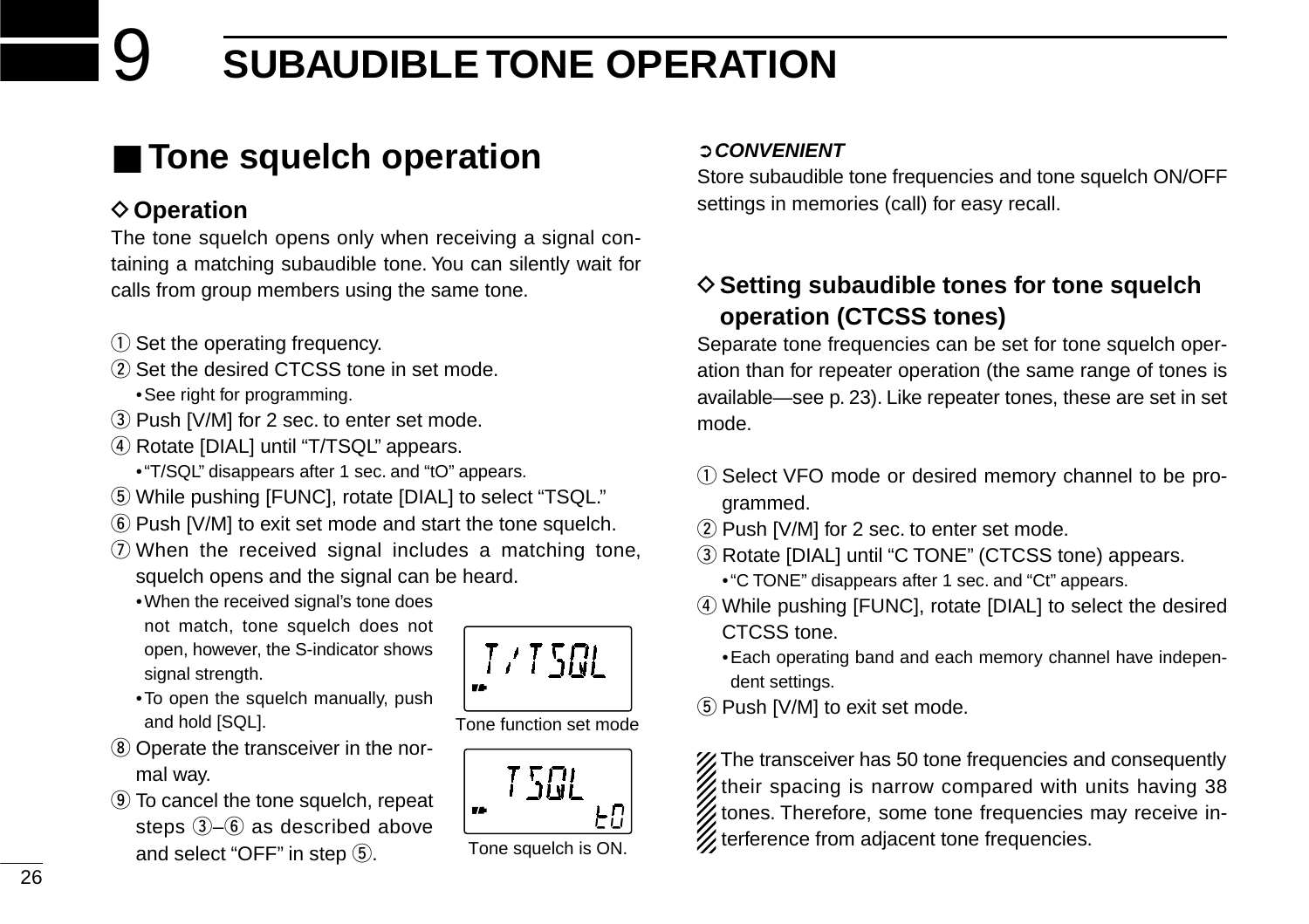# 9 SUBAUDIBLE TONE OPERATION

## ■ Tone squelch operation

### ◇ Operation

The tone squelch opens only when receiving a signal containing a matching subaudible tone. You can silently wait for calls from group members using the same tone.

① Set the operating frequency.
② Set the desired CTCSS tone in set mode.
  • See right for programming.
③ Push [V/M] for 2 sec. to enter set mode.
④ Rotate [DIAL] until "T/TSQL" appears.
  • "T/SQL" disappears after 1 sec. and "tO" appears.
⑤ While pushing [FUNC], rotate [DIAL] to select "TSQL."
⑥ Push [V/M] to exit set mode and start the tone squelch.
⑦ When the received signal includes a matching tone, squelch opens and the signal can be heard.
  • When the received signal's tone does not match, tone squelch does not open, however, the S-indicator shows signal strength.
  • To open the squelch manually, push and hold [SQL].
⑧ Operate the transceiver in the normal way.
⑨ To cancel the tone squelch, repeat steps ③–⑥ as described above and select "OFF" in step ⑤.

Tone function set mode

Tone squelch is ON.

➲ ***CONVENIENT***
Store subaudible tone frequencies and tone squelch ON/OFF settings in memories (call) for easy recall.

### ◇ Setting subaudible tones for tone squelch operation (CTCSS tones)

Separate tone frequencies can be set for tone squelch operation than for repeater operation (the same range of tones is available—see p. 23). Like repeater tones, these are set in set mode.

① Select VFO mode or desired memory channel to be programmed.
② Push [V/M] for 2 sec. to enter set mode.
③ Rotate [DIAL] until "C TONE" (CTCSS tone) appears.
  • "C TONE" disappears after 1 sec. and "Ct" appears.
④ While pushing [FUNC], rotate [DIAL] to select the desired CTCSS tone.
  • Each operating band and each memory channel have independent settings.
⑤ Push [V/M] to exit set mode.

The transceiver has 50 tone frequencies and consequently their spacing is narrow compared with units having 38 tones. Therefore, some tone frequencies may receive interference from adjacent tone frequencies.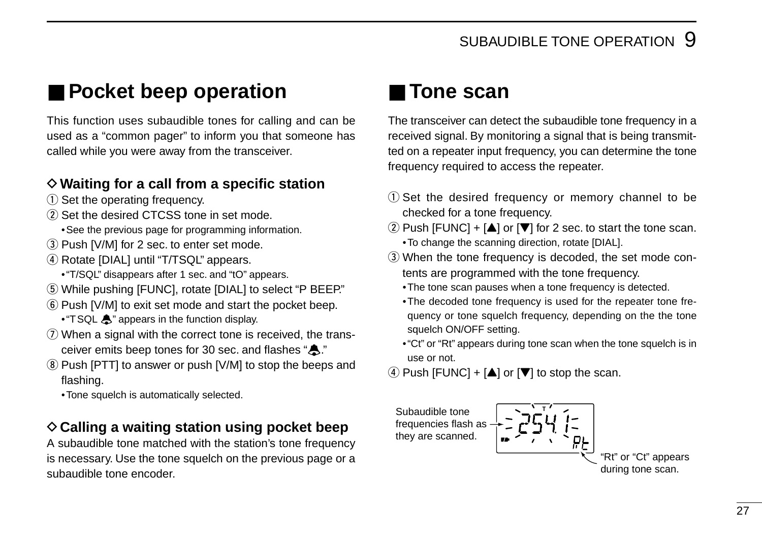## ■ Pocket beep operation

This function uses subaudible tones for calling and can be used as a "common pager" to inform you that someone has called while you were away from the transceiver.

### ◇ Waiting for a call from a specific station

① Set the operating frequency.
② Set the desired CTCSS tone in set mode.
  • See the previous page for programming information.
③ Push [V/M] for 2 sec. to enter set mode.
④ Rotate [DIAL] until "T/TSQL" appears.
  • "T/SQL" disappears after 1 sec. and "tO" appears.
⑤ While pushing [FUNC], rotate [DIAL] to select "P BEEP."
⑥ Push [V/M] to exit set mode and start the pocket beep.
  • "TSQL 🔔" appears in the function display.
⑦ When a signal with the correct tone is received, the transceiver emits beep tones for 30 sec. and flashes "🔔."
⑧ Push [PTT] to answer or push [V/M] to stop the beeps and flashing.
  • Tone squelch is automatically selected.

### ◇ Calling a waiting station using pocket beep

A subaudible tone matched with the station's tone frequency is necessary. Use the tone squelch on the previous page or a subaudible tone encoder.

## ■ Tone scan

The transceiver can detect the subaudible tone frequency in a received signal. By monitoring a signal that is being transmitted on a repeater input frequency, you can determine the tone frequency required to access the repeater.

① Set the desired frequency or memory channel to be checked for a tone frequency.
② Push [FUNC] + [▲] or [▼] for 2 sec. to start the tone scan.
  • To change the scanning direction, rotate [DIAL].
③ When the tone frequency is decoded, the set mode contents are programmed with the tone frequency.
  • The tone scan pauses when a tone frequency is detected.
  • The decoded tone frequency is used for the repeater tone frequency or tone squelch frequency, depending on the the tone squelch ON/OFF setting.
  • "Ct" or "Rt" appears during tone scan when the tone squelch is in use or not.
④ Push [FUNC] + [▲] or [▼] to stop the scan.

Subaudible tone frequencies flash as they are scanned.

"Rt" or "Ct" appears during tone scan.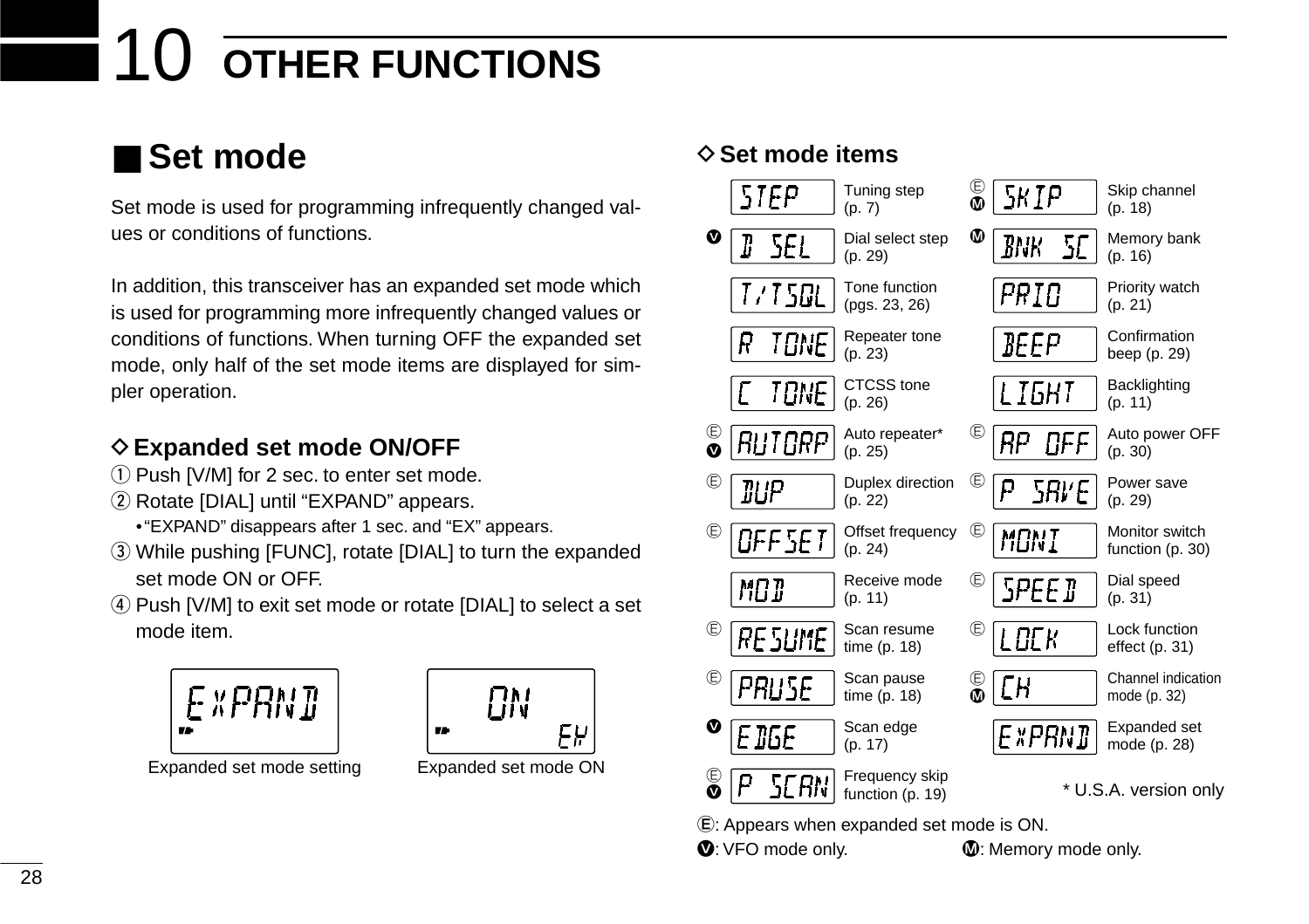# 10 OTHER FUNCTIONS

## ■ Set mode

Set mode is used for programming infrequently changed values or conditions of functions.

In addition, this transceiver has an expanded set mode which is used for programming more infrequently changed values or conditions of functions. When turning OFF the expanded set mode, only half of the set mode items are displayed for simpler operation.

### ◇ Expanded set mode ON/OFF

① Push [V/M] for 2 sec. to enter set mode.
② Rotate [DIAL] until "EXPAND" appears.
  • "EXPAND" disappears after 1 sec. and "EX" appears.
③ While pushing [FUNC], rotate [DIAL] to turn the expanded set mode ON or OFF.
④ Push [V/M] to exit set mode or rotate [DIAL] to select a set mode item.

EXPAND — Expanded set mode setting

ON EX — Expanded set mode ON

### ◇ Set mode items

| Mark | Display | Item | Mark | Display | Item |
|---|---|---|---|---|---|
| | STEP | Tuning step (p. 7) | Ⓔ Ⓜ | SKIP | Skip channel (p. 18) |
| Ⓥ | D SEL | Dial select step (p. 29) | Ⓜ | BNK SC | Memory bank (p. 16) |
| | T/TSQL | Tone function (pgs. 23, 26) | | PRIO | Priority watch (p. 21) |
| | R TONE | Repeater tone (p. 23) | | BEEP | Confirmation beep (p. 29) |
| | C TONE | CTCSS tone (p. 26) | | LIGHT | Backlighting (p. 11) |
| Ⓔ Ⓥ | AUTORP | Auto repeater* (p. 25) | Ⓔ | AP OFF | Auto power OFF (p. 30) |
| Ⓔ | DUP | Duplex direction (p. 22) | Ⓔ | P SAVE | Power save (p. 29) |
| Ⓔ | OFFSET | Offset frequency (p. 24) | Ⓔ | MONI | Monitor switch function (p. 30) |
| | MOD | Receive mode (p. 11) | Ⓔ | SPEED | Dial speed (p. 31) |
| Ⓔ | RESUME | Scan resume time (p. 18) | Ⓔ | LOCK | Lock function effect (p. 31) |
| Ⓔ | PAUSE | Scan pause time (p. 18) | Ⓔ Ⓜ | CH | Channel indication mode (p. 32) |
| Ⓥ | EDGE | Scan edge (p. 17) | | EXPAND | Expanded set mode (p. 28) |
| Ⓔ Ⓥ | P SCAN | Frequency skip function (p. 19) | | | |

\* U.S.A. version only

Ⓔ: Appears when expanded set mode is ON.
Ⓥ: VFO mode only.
Ⓜ: Memory mode only.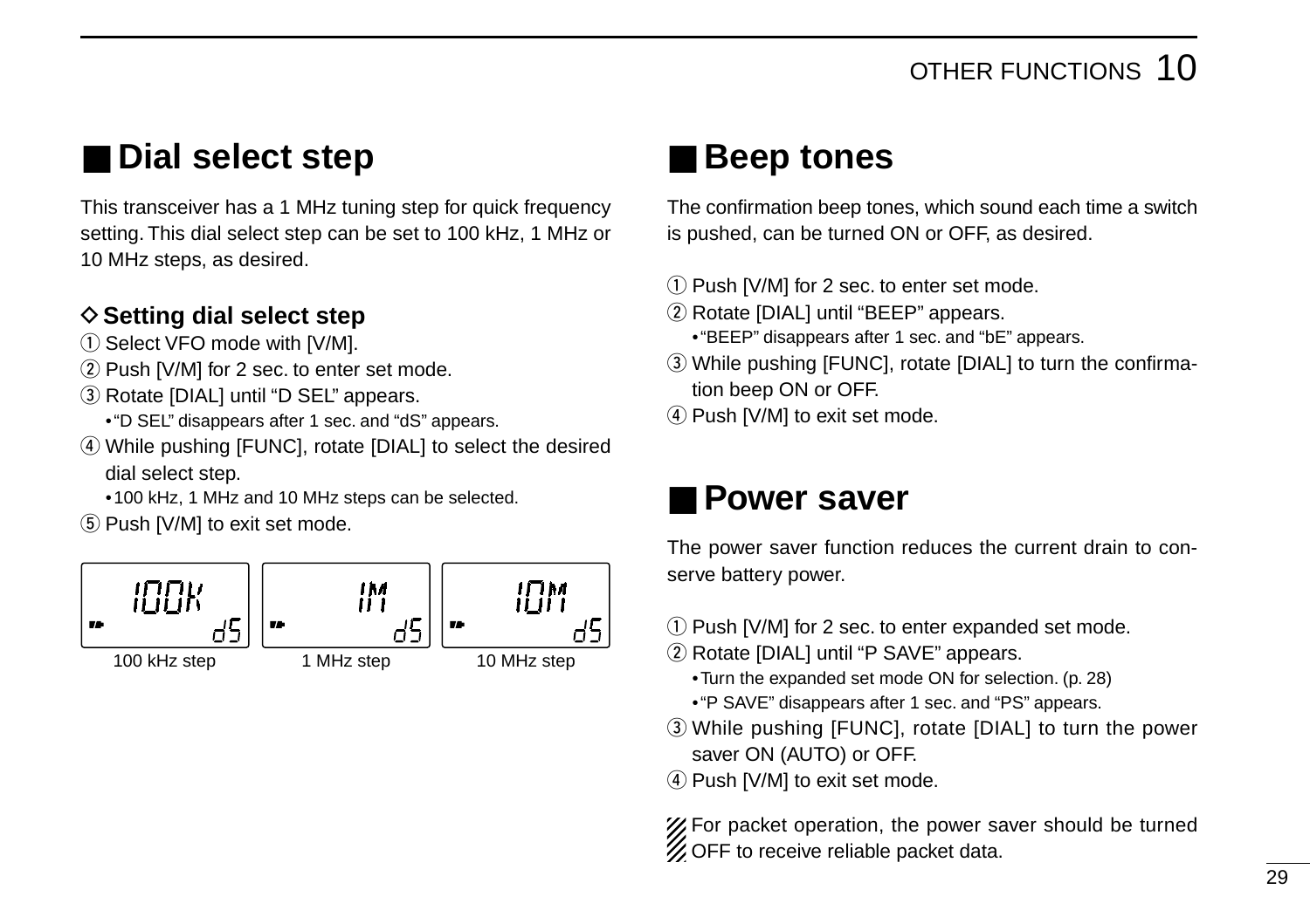## ■ Dial select step

This transceiver has a 1 MHz tuning step for quick frequency setting. This dial select step can be set to 100 kHz, 1 MHz or 10 MHz steps, as desired.

### ◇ Setting dial select step

① Select VFO mode with [V/M].
② Push [V/M] for 2 sec. to enter set mode.
③ Rotate [DIAL] until "D SEL" appears.
  • "D SEL" disappears after 1 sec. and "dS" appears.
④ While pushing [FUNC], rotate [DIAL] to select the desired dial select step.
  • 100 kHz, 1 MHz and 10 MHz steps can be selected.
⑤ Push [V/M] to exit set mode.

100K dS — 100 kHz step

1M dS — 1 MHz step

10M dS — 10 MHz step

## ■ Beep tones

The confirmation beep tones, which sound each time a switch is pushed, can be turned ON or OFF, as desired.

① Push [V/M] for 2 sec. to enter set mode.
② Rotate [DIAL] until "BEEP" appears.
  • "BEEP" disappears after 1 sec. and "bE" appears.
③ While pushing [FUNC], rotate [DIAL] to turn the confirmation beep ON or OFF.
④ Push [V/M] to exit set mode.

## ■ Power saver

The power saver function reduces the current drain to conserve battery power.

① Push [V/M] for 2 sec. to enter expanded set mode.
② Rotate [DIAL] until "P SAVE" appears.
  • Turn the expanded set mode ON for selection. (p. 28)
  • "P SAVE" disappears after 1 sec. and "PS" appears.
③ While pushing [FUNC], rotate [DIAL] to turn the power saver ON (AUTO) or OFF.
④ Push [V/M] to exit set mode.

For packet operation, the power saver should be turned OFF to receive reliable packet data.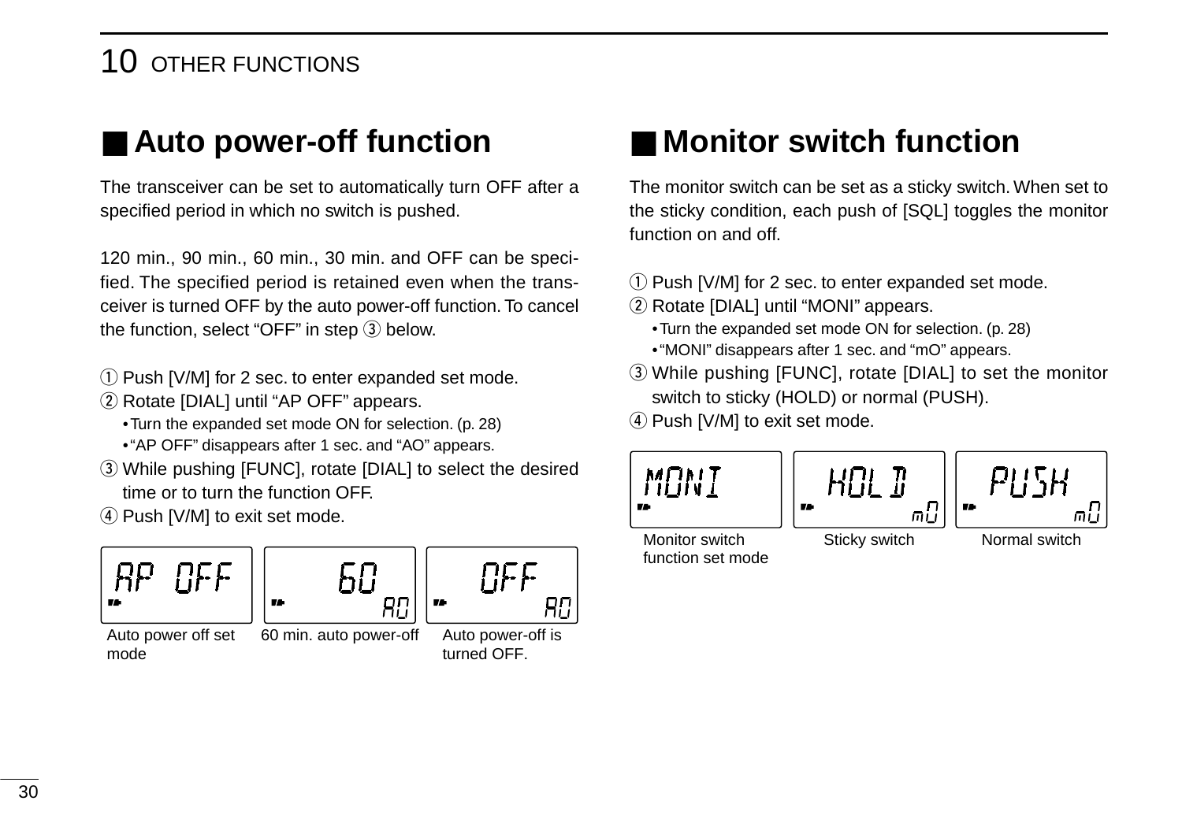# 10 OTHER FUNCTIONS

## ■ Auto power-off function

The transceiver can be set to automatically turn OFF after a specified period in which no switch is pushed.

120 min., 90 min., 60 min., 30 min. and OFF can be specified. The specified period is retained even when the transceiver is turned OFF by the auto power-off function. To cancel the function, select “OFF” in step ③ below.

① Push [V/M] for 2 sec. to enter expanded set mode.
② Rotate [DIAL] until “AP OFF” appears.
  • Turn the expanded set mode ON for selection. (p. 28)
  • “AP OFF” disappears after 1 sec. and “AO” appears.
③ While pushing [FUNC], rotate [DIAL] to select the desired time or to turn the function OFF.
④ Push [V/M] to exit set mode.

Auto power off set mode — 60 min. auto power-off — Auto power-off is turned OFF.

## ■ Monitor switch function

The monitor switch can be set as a sticky switch. When set to the sticky condition, each push of [SQL] toggles the monitor function on and off.

① Push [V/M] for 2 sec. to enter expanded set mode.
② Rotate [DIAL] until “MONI” appears.
  • Turn the expanded set mode ON for selection. (p. 28)
  • “MONI” disappears after 1 sec. and “mO” appears.
③ While pushing [FUNC], rotate [DIAL] to set the monitor switch to sticky (HOLD) or normal (PUSH).
④ Push [V/M] to exit set mode.

Monitor switch function set mode — Sticky switch — Normal switch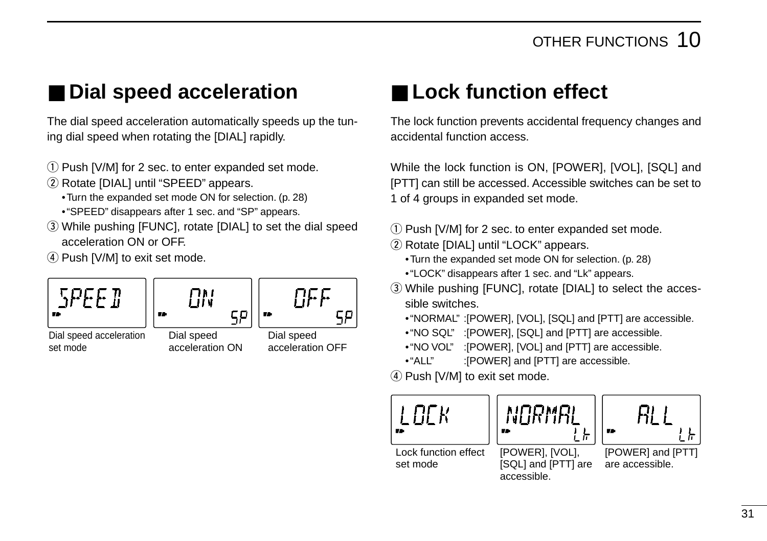## ■ Dial speed acceleration

The dial speed acceleration automatically speeds up the tuning dial speed when rotating the [DIAL] rapidly.

① Push [V/M] for 2 sec. to enter expanded set mode.
② Rotate [DIAL] until "SPEED" appears.
  • Turn the expanded set mode ON for selection. (p. 28)
  • "SPEED" disappears after 1 sec. and "SP" appears.
③ While pushing [FUNC], rotate [DIAL] to set the dial speed acceleration ON or OFF.
④ Push [V/M] to exit set mode.

SPEED — Dial speed acceleration set mode

ON SP — Dial speed acceleration ON

OFF SP — Dial speed acceleration OFF

## ■ Lock function effect

The lock function prevents accidental frequency changes and accidental function access.

While the lock function is ON, [POWER], [VOL], [SQL] and [PTT] can still be accessed. Accessible switches can be set to 1 of 4 groups in expanded set mode.

① Push [V/M] for 2 sec. to enter expanded set mode.
② Rotate [DIAL] until "LOCK" appears.
  • Turn the expanded set mode ON for selection. (p. 28)
  • "LOCK" disappears after 1 sec. and "Lk" appears.
③ While pushing [FUNC], rotate [DIAL] to select the accessible switches.
  • "NORMAL" :[POWER], [VOL], [SQL] and [PTT] are accessible.
  • "NO SQL" :[POWER], [SQL] and [PTT] are accessible.
  • "NO VOL" :[POWER], [VOL] and [PTT] are accessible.
  • "ALL" :[POWER] and [PTT] are accessible.
④ Push [V/M] to exit set mode.

LOCK — Lock function effect set mode

NORMAL Lk — [POWER], [VOL], [SQL] and [PTT] are accessible.

ALL Lk — [POWER] and [PTT] are accessible.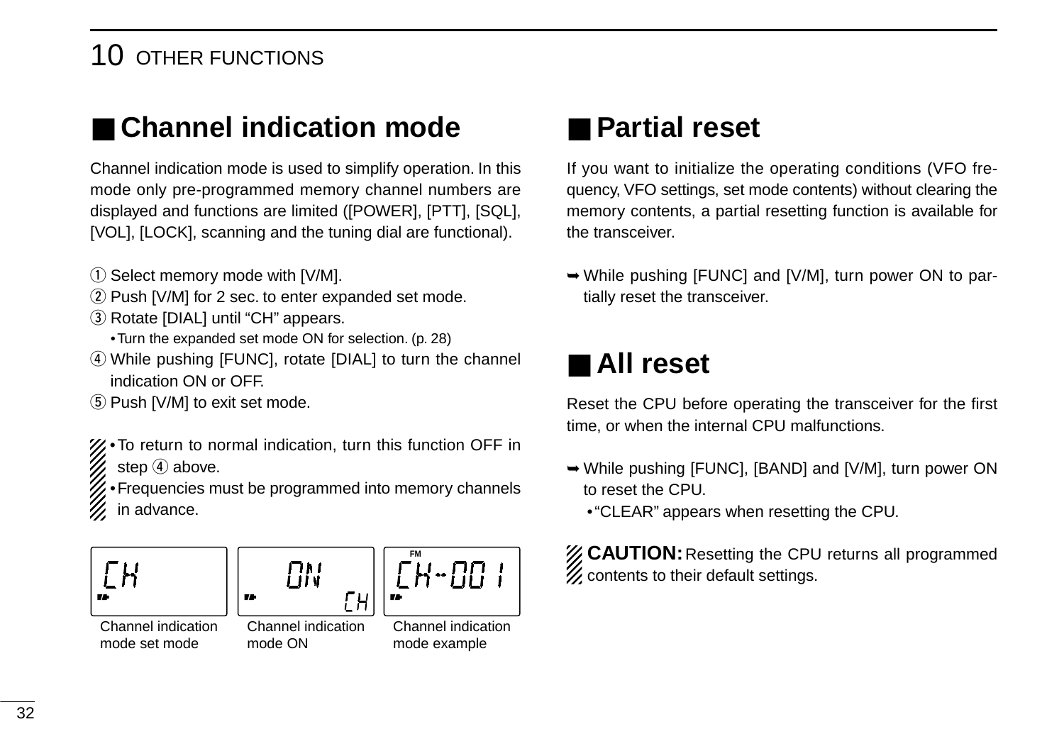## ■ Channel indication mode

Channel indication mode is used to simplify operation. In this mode only pre-programmed memory channel numbers are displayed and functions are limited ([POWER], [PTT], [SQL], [VOL], [LOCK], scanning and the tuning dial are functional).

① Select memory mode with [V/M].
② Push [V/M] for 2 sec. to enter expanded set mode.
③ Rotate [DIAL] until "CH" appears.
  • Turn the expanded set mode ON for selection. (p. 28)
④ While pushing [FUNC], rotate [DIAL] to turn the channel indication ON or OFF.
⑤ Push [V/M] to exit set mode.

- To return to normal indication, turn this function OFF in step ④ above.
- Frequencies must be programmed into memory channels in advance.

Channel indication mode set mode

Channel indication mode ON

Channel indication mode example

## ■ Partial reset

If you want to initialize the operating conditions (VFO frequency, VFO settings, set mode contents) without clearing the memory contents, a partial resetting function is available for the transceiver.

➥ While pushing [FUNC] and [V/M], turn power ON to partially reset the transceiver.

## ■ All reset

Reset the CPU before operating the transceiver for the first time, or when the internal CPU malfunctions.

➥ While pushing [FUNC], [BAND] and [V/M], turn power ON to reset the CPU.
  • "CLEAR" appears when resetting the CPU.

**CAUTION:** Resetting the CPU returns all programmed contents to their default settings.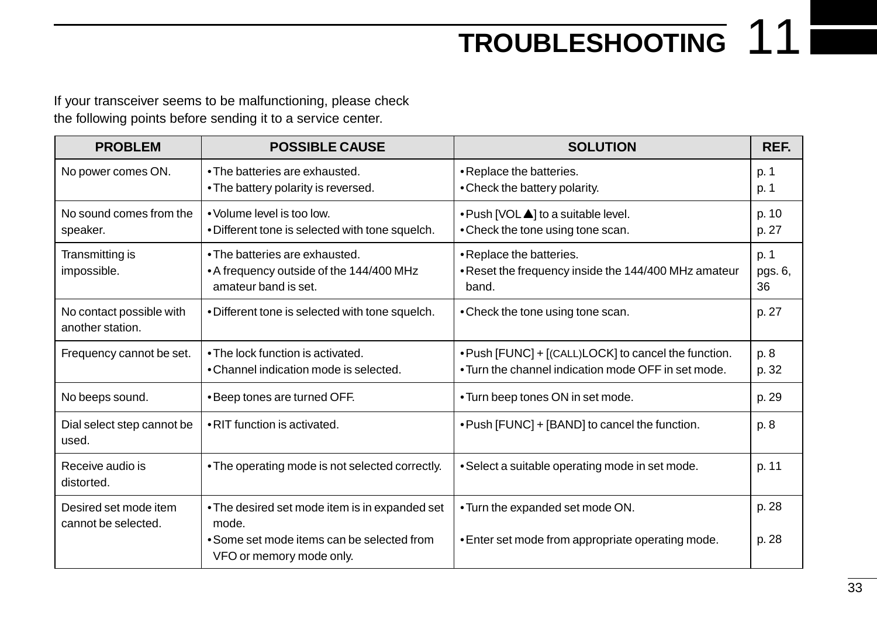# 11 TROUBLESHOOTING

If your transceiver seems to be malfunctioning, please check the following points before sending it to a service center.

| PROBLEM | POSSIBLE CAUSE | SOLUTION | REF. |
|---|---|---|---|
| No power comes ON. | • The batteries are exhausted.<br>• The battery polarity is reversed. | • Replace the batteries.<br>• Check the battery polarity. | p. 1<br>p. 1 |
| No sound comes from the speaker. | • Volume level is too low.<br>• Different tone is selected with tone squelch. | • Push [VOL ▲] to a suitable level.<br>• Check the tone using tone scan. | p. 10<br>p. 27 |
| Transmitting is impossible. | • The batteries are exhausted.<br>• A frequency outside of the 144/400 MHz amateur band is set. | • Replace the batteries.<br>• Reset the frequency inside the 144/400 MHz amateur band. | p. 1<br>pgs. 6, 36 |
| No contact possible with another station. | • Different tone is selected with tone squelch. | • Check the tone using tone scan. | p. 27 |
| Frequency cannot be set. | • The lock function is activated.<br>• Channel indication mode is selected. | • Push [FUNC] + [(CALL)LOCK] to cancel the function.<br>• Turn the channel indication mode OFF in set mode. | p. 8<br>p. 32 |
| No beeps sound. | • Beep tones are turned OFF. | • Turn beep tones ON in set mode. | p. 29 |
| Dial select step cannot be used. | • RIT function is activated. | • Push [FUNC] + [BAND] to cancel the function. | p. 8 |
| Receive audio is distorted. | • The operating mode is not selected correctly. | • Select a suitable operating mode in set mode. | p. 11 |
| Desired set mode item cannot be selected. | • The desired set mode item is in expanded set mode.<br>• Some set mode items can be selected from VFO or memory mode only. | • Turn the expanded set mode ON.<br>• Enter set mode from appropriate operating mode. | p. 28<br>p. 28 |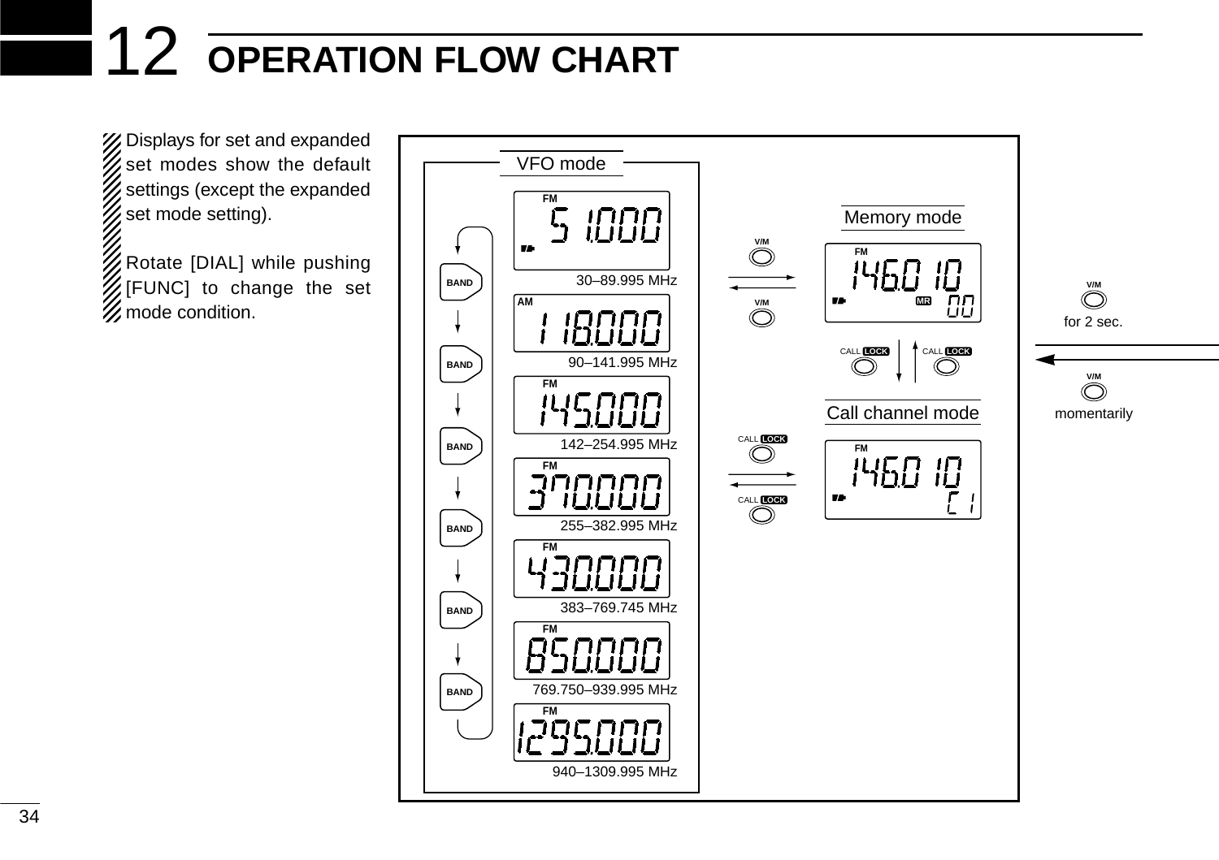# 12 OPERATION FLOW CHART

Displays for set and expanded set modes show the default settings (except the expanded set mode setting).

Rotate [DIAL] while pushing [FUNC] to change the set mode condition.

VFO mode

FM 51.000
30–89.995 MHz

BAND

AM 118.000
90–141.995 MHz

BAND

FM 145.000
142–254.995 MHz

BAND

FM 370.000
255–382.995 MHz

BAND

FM 430.000
383–769.745 MHz

BAND

FM 850.000
769.750–939.995 MHz

BAND

FM 1295.000
940–1309.995 MHz

V/M

V/M

Memory mode

FM 146.010 MR 00

CALL LOCK

CALL LOCK

Call channel mode

FM 146.010 C1

CALL LOCK

CALL LOCK

V/M
for 2 sec.

V/M
momentarily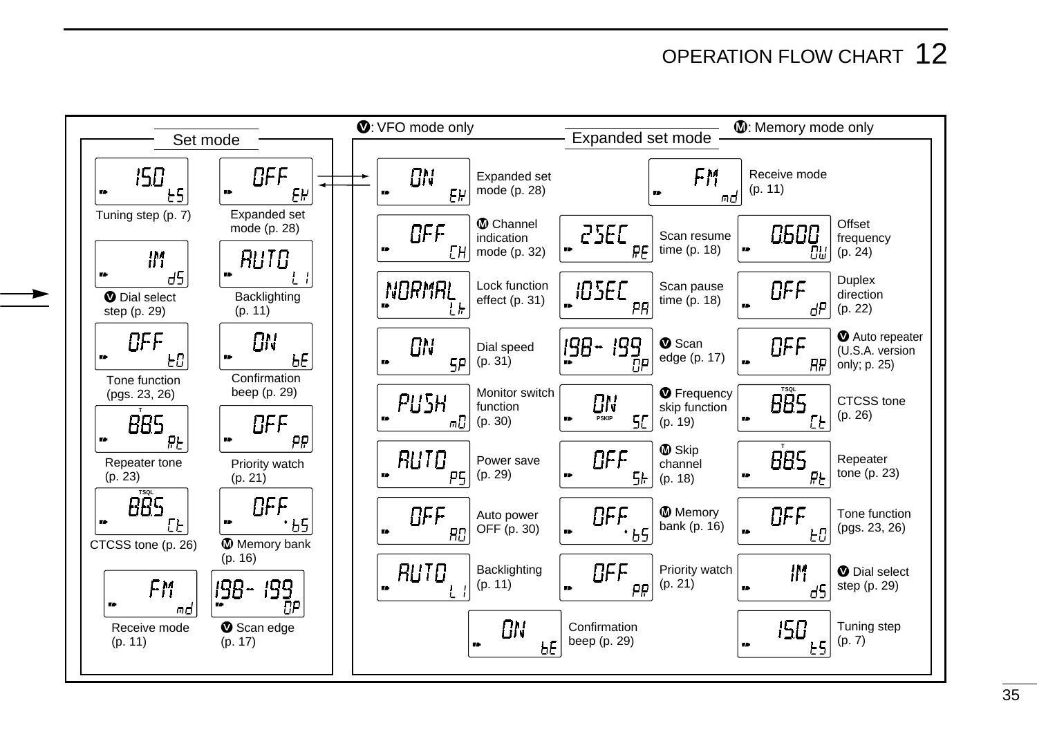## 12 OPERATION FLOW CHART

Ⓥ: VFO mode only

Ⓜ: Memory mode only

### Set mode

| Display | Item | Display | Item |
|---|---|---|---|
| 15.0 / tS | Tuning step (p. 7) | OFF / EH | Expanded set mode (p. 28) |
| 1M / dS | Ⓥ Dial select step (p. 29) | AUTO / L1 | Backlighting (p. 11) |
| OFF / tO | Tone function (pgs. 23, 26) | ON / bE | Confirmation beep (p. 29) |
| T 88.5 / Rt | Repeater tone (p. 23) | OFF / PR | Priority watch (p. 21) |
| TSQL 88.5 / Ct | CTCSS tone (p. 26) | OFF / bS | Ⓜ Memory bank (p. 16) |
| FM / md | Receive mode (p. 11) | 198 - 199 / OP | Ⓥ Scan edge (p. 17) |

### Expanded set mode

| Display | Item | Display | Item | Display | Item |
|---|---|---|---|---|---|
| ON / EH | Expanded set mode (p. 28) | | | FM / md | Receive mode (p. 11) |
| OFF / CH | Ⓜ Channel indication mode (p. 32) | 25SEC / RE | Scan resume time (p. 18) | 0.600 / OW | Offset frequency (p. 24) |
| NORMAL / Lk | Lock function effect (p. 31) | 10SEC / PA | Scan pause time (p. 18) | OFF / dP | Duplex direction (p. 22) |
| ON / SP | Dial speed (p. 31) | 198 - 199 / OP | Ⓥ Scan edge (p. 17) | OFF / AP | Ⓥ Auto repeater (U.S.A. version only; p. 25) |
| PUSH / mO | Monitor switch function (p. 30) | ON PSKIP / SC | Ⓥ Frequency skip function (p. 19) | TSQL 88.5 / Ct | CTCSS tone (p. 26) |
| AUTO / PS | Power save (p. 29) | OFF / Sk | Ⓜ Skip channel (p. 18) | T 88.5 / Rt | Repeater tone (p. 23) |
| OFF / AO | Auto power OFF (p. 30) | OFF / bS | Ⓜ Memory bank (p. 16) | OFF / tO | Tone function (pgs. 23, 26) |
| AUTO / L1 | Backlighting (p. 11) | OFF / PR | Priority watch (p. 21) | 1M / dS | Ⓥ Dial select step (p. 29) |
| | | ON / bE | Confirmation beep (p. 29) | 15.0 / tS | Tuning step (p. 7) |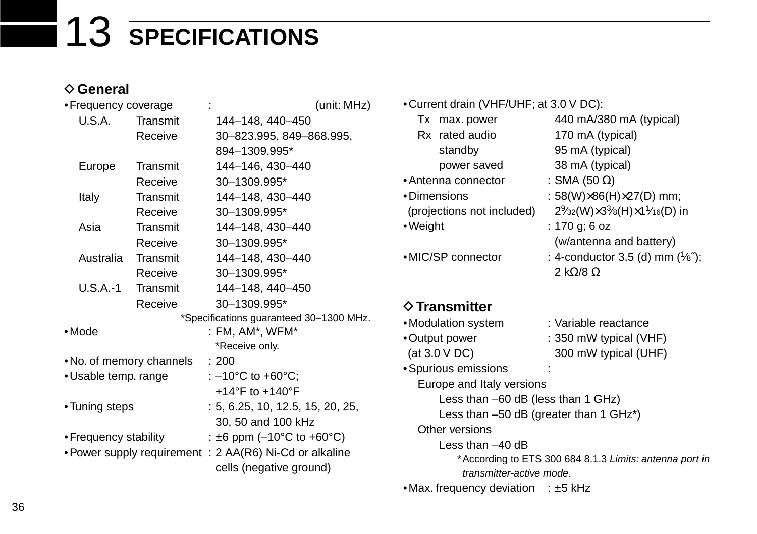# 13 SPECIFICATIONS

## ◇ General

- Frequency coverage : (unit: MHz)

| | | |
|---|---|---|
| U.S.A. | Transmit | 144–148, 440–450 |
| | Receive | 30–823.995, 849–868.995, 894–1309.995* |
| Europe | Transmit | 144–146, 430–440 |
| | Receive | 30–1309.995* |
| Italy | Transmit | 144–148, 430–440 |
| | Receive | 30–1309.995* |
| Asia | Transmit | 144–148, 430–440 |
| | Receive | 30–1309.995* |
| Australia | Transmit | 144–148, 430–440 |
| | Receive | 30–1309.995* |
| U.S.A.-1 | Transmit | 144–148, 440–450 |
| | Receive | 30–1309.995* |

*Specifications guaranteed 30–1300 MHz.

- Mode : FM, AM*, WFM*
  *Receive only.
- No. of memory channels : 200
- Usable temp. range : –10°C to +60°C; +14°F to +140°F
- Tuning steps : 5, 6.25, 10, 12.5, 15, 20, 25, 30, 50 and 100 kHz
- Frequency stability : ±6 ppm (–10°C to +60°C)
- Power supply requirement : 2 AA(R6) Ni-Cd or alkaline cells (negative ground)
- Current drain (VHF/UHF; at 3.0 V DC):

| | | |
|---|---|---|
| Tx | max. power | 440 mA/380 mA (typical) |
| Rx | rated audio | 170 mA (typical) |
| | standby | 95 mA (typical) |
| | power saved | 38 mA (typical) |

- Antenna connector : SMA (50 Ω)
- Dimensions (projections not included) : 58(W)×86(H)×27(D) mm; 2⁹⁄₃₂(W)×3⅜(H)×1¹⁄₁₆(D) in
- Weight : 170 g; 6 oz (w/antenna and battery)
- MIC/SP connector : 4-conductor 3.5 (d) mm (⅛″); 2 kΩ/8 Ω

## ◇ Transmitter

- Modulation system : Variable reactance
- Output power (at 3.0 V DC) : 350 mW typical (VHF)
  300 mW typical (UHF)
- Spurious emissions :
  Europe and Italy versions
  Less than –60 dB (less than 1 GHz)
  Less than –50 dB (greater than 1 GHz*)
  Other versions
  Less than –40 dB
  * According to ETS 300 684 8.1.3 *Limits: antenna port in transmitter-active mode*.
- Max. frequency deviation : ±5 kHz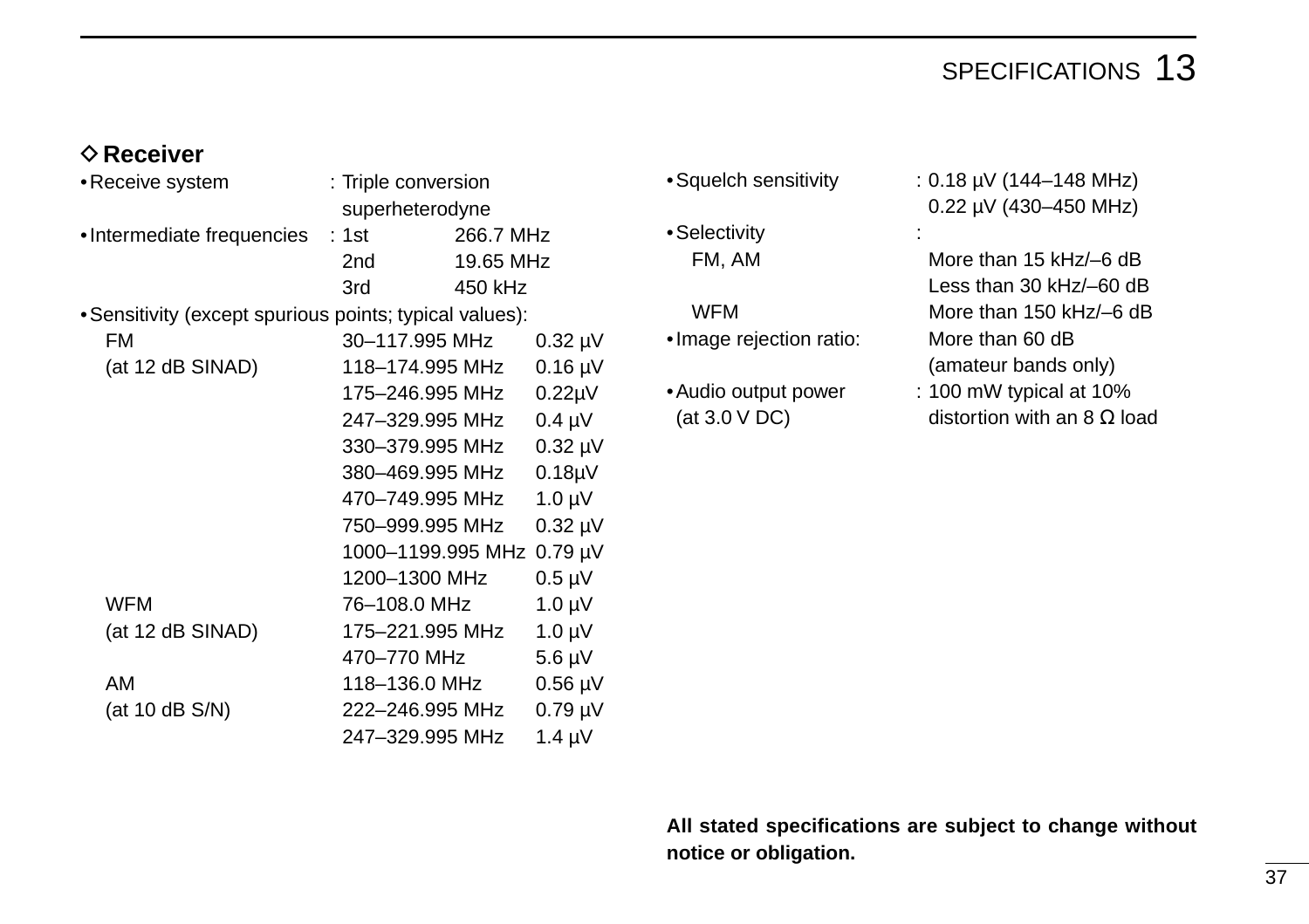## ◇ Receiver

- Receive system : Triple conversion superheterodyne
- Intermediate frequencies :

| | | |
|---|---|---|
| 1st | 266.7 MHz |
| 2nd | 19.65 MHz |
| 3rd | 450 kHz |

- Sensitivity (except spurious points; typical values):

| Mode | Frequency | Sensitivity |
|---|---|---|
| FM (at 12 dB SINAD) | 30–117.995 MHz | 0.32 µV |
| | 118–174.995 MHz | 0.16 µV |
| | 175–246.995 MHz | 0.22µV |
| | 247–329.995 MHz | 0.4 µV |
| | 330–379.995 MHz | 0.32 µV |
| | 380–469.995 MHz | 0.18µV |
| | 470–749.995 MHz | 1.0 µV |
| | 750–999.995 MHz | 0.32 µV |
| | 1000–1199.995 MHz | 0.79 µV |
| | 1200–1300 MHz | 0.5 µV |
| WFM (at 12 dB SINAD) | 76–108.0 MHz | 1.0 µV |
| | 175–221.995 MHz | 1.0 µV |
| | 470–770 MHz | 5.6 µV |
| AM (at 10 dB S/N) | 118–136.0 MHz | 0.56 µV |
| | 222–246.995 MHz | 0.79 µV |
| | 247–329.995 MHz | 1.4 µV |

- Squelch sensitivity : 0.18 µV (144–148 MHz)
  0.22 µV (430–450 MHz)
- Selectivity :
  - FM, AM: More than 15 kHz/–6 dB
    Less than 30 kHz/–60 dB
  - WFM: More than 150 kHz/–6 dB
- Image rejection ratio: More than 60 dB (amateur bands only)
- Audio output power (at 3.0 V DC) : 100 mW typical at 10% distortion with an 8 Ω load

**All stated specifications are subject to change without notice or obligation.**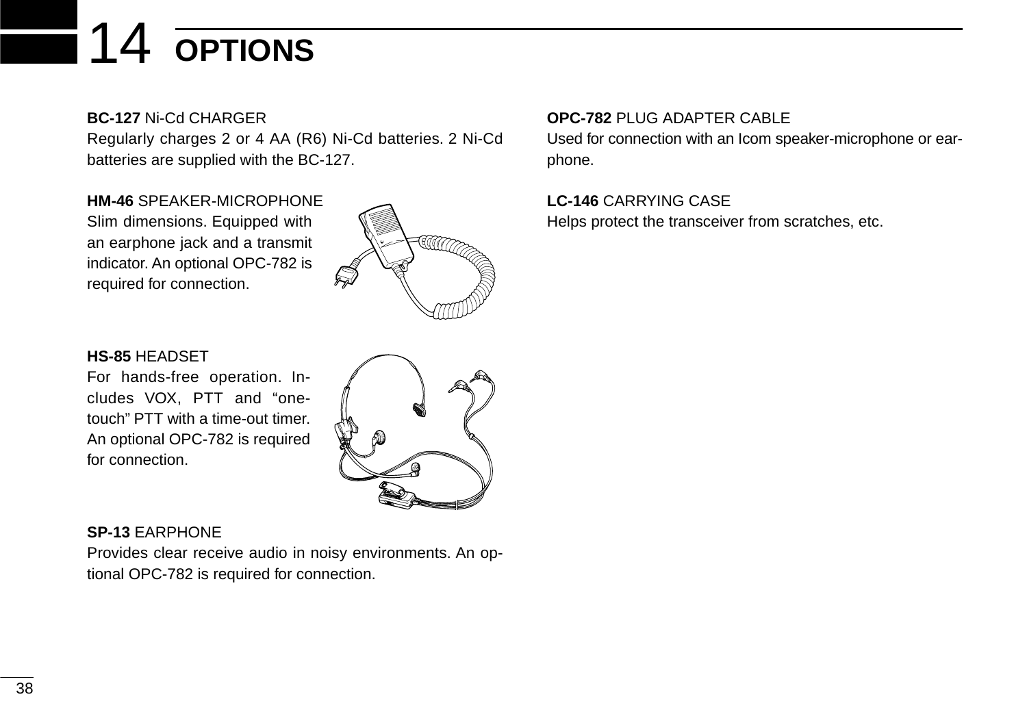# 14 OPTIONS

**BC-127** Ni-Cd CHARGER
Regularly charges 2 or 4 AA (R6) Ni-Cd batteries. 2 Ni-Cd batteries are supplied with the BC-127.

**HM-46** SPEAKER-MICROPHONE
Slim dimensions. Equipped with an earphone jack and a transmit indicator. An optional OPC-782 is required for connection.

**HS-85** HEADSET
For hands-free operation. Includes VOX, PTT and "one-touch" PTT with a time-out timer. An optional OPC-782 is required for connection.

**SP-13** EARPHONE
Provides clear receive audio in noisy environments. An optional OPC-782 is required for connection.

**OPC-782** PLUG ADAPTER CABLE
Used for connection with an Icom speaker-microphone or earphone.

**LC-146** CARRYING CASE
Helps protect the transceiver from scratches, etc.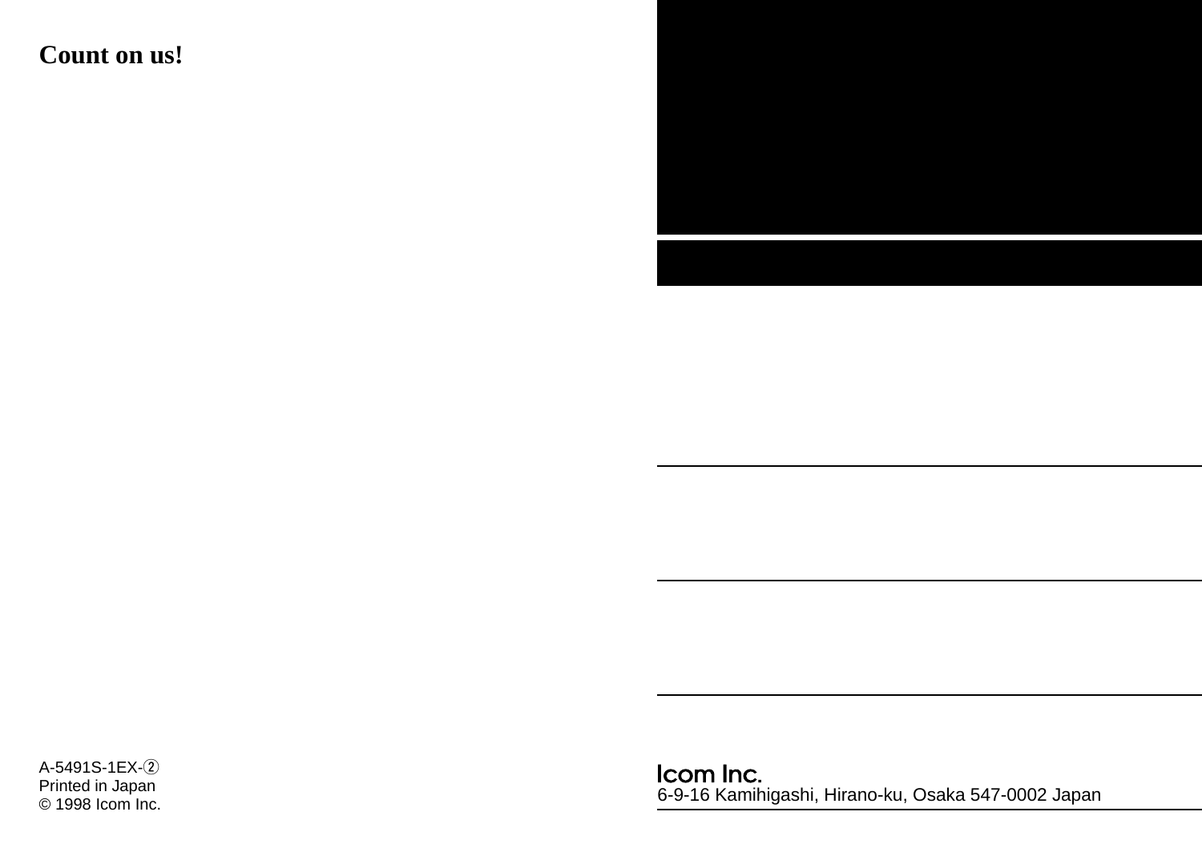**Count on us!**

A-5491S-1EX-②
Printed in Japan
© 1998 Icom Inc.

Icom Inc.
6-9-16 Kamihigashi, Hirano-ku, Osaka 547-0002 Japan